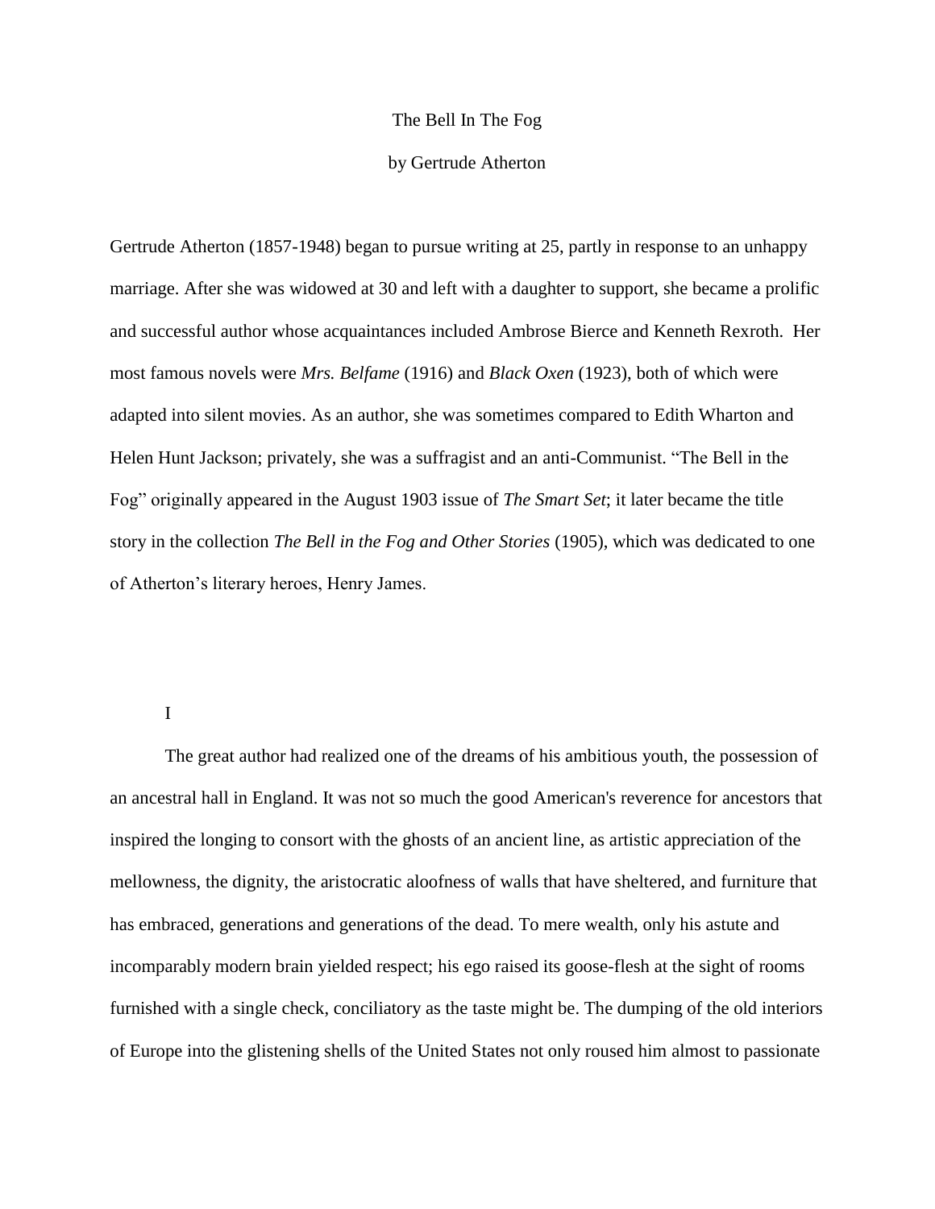# The Bell In The Fog

by Gertrude Atherton

Gertrude Atherton (1857-1948) began to pursue writing at 25, partly in response to an unhappy marriage. After she was widowed at 30 and left with a daughter to support, she became a prolific and successful author whose acquaintances included Ambrose Bierce and Kenneth Rexroth. Her most famous novels were *Mrs. Belfame* (1916) and *Black Oxen* (1923), both of which were adapted into silent movies. As an author, she was sometimes compared to Edith Wharton and Helen Hunt Jackson; privately, she was a suffragist and an anti-Communist. "The Bell in the Fog" originally appeared in the August 1903 issue of *The Smart Set*; it later became the title story in the collection *The Bell in the Fog and Other Stories* (1905), which was dedicated to one of Atherton's literary heroes, Henry James.

## I

The great author had realized one of the dreams of his ambitious youth, the possession of an ancestral hall in England. It was not so much the good American's reverence for ancestors that inspired the longing to consort with the ghosts of an ancient line, as artistic appreciation of the mellowness, the dignity, the aristocratic aloofness of walls that have sheltered, and furniture that has embraced, generations and generations of the dead. To mere wealth, only his astute and incomparably modern brain yielded respect; his ego raised its goose-flesh at the sight of rooms furnished with a single check, conciliatory as the taste might be. The dumping of the old interiors of Europe into the glistening shells of the United States not only roused him almost to passionate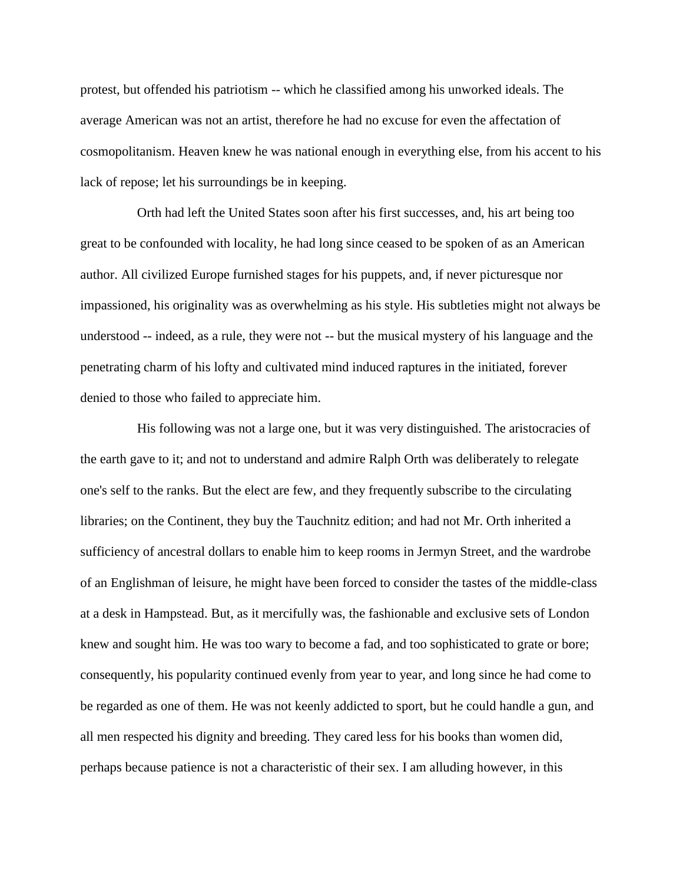protest, but offended his patriotism -- which he classified among his unworked ideals. The average American was not an artist, therefore he had no excuse for even the affectation of cosmopolitanism. Heaven knew he was national enough in everything else, from his accent to his lack of repose; let his surroundings be in keeping.

Orth had left the United States soon after his first successes, and, his art being too great to be confounded with locality, he had long since ceased to be spoken of as an American author. All civilized Europe furnished stages for his puppets, and, if never picturesque nor impassioned, his originality was as overwhelming as his style. His subtleties might not always be understood -- indeed, as a rule, they were not -- but the musical mystery of his language and the penetrating charm of his lofty and cultivated mind induced raptures in the initiated, forever denied to those who failed to appreciate him.

His following was not a large one, but it was very distinguished. The aristocracies of the earth gave to it; and not to understand and admire Ralph Orth was deliberately to relegate one's self to the ranks. But the elect are few, and they frequently subscribe to the circulating libraries; on the Continent, they buy the Tauchnitz edition; and had not Mr. Orth inherited a sufficiency of ancestral dollars to enable him to keep rooms in Jermyn Street, and the wardrobe of an Englishman of leisure, he might have been forced to consider the tastes of the middle-class at a desk in Hampstead. But, as it mercifully was, the fashionable and exclusive sets of London knew and sought him. He was too wary to become a fad, and too sophisticated to grate or bore; consequently, his popularity continued evenly from year to year, and long since he had come to be regarded as one of them. He was not keenly addicted to sport, but he could handle a gun, and all men respected his dignity and breeding. They cared less for his books than women did, perhaps because patience is not a characteristic of their sex. I am alluding however, in this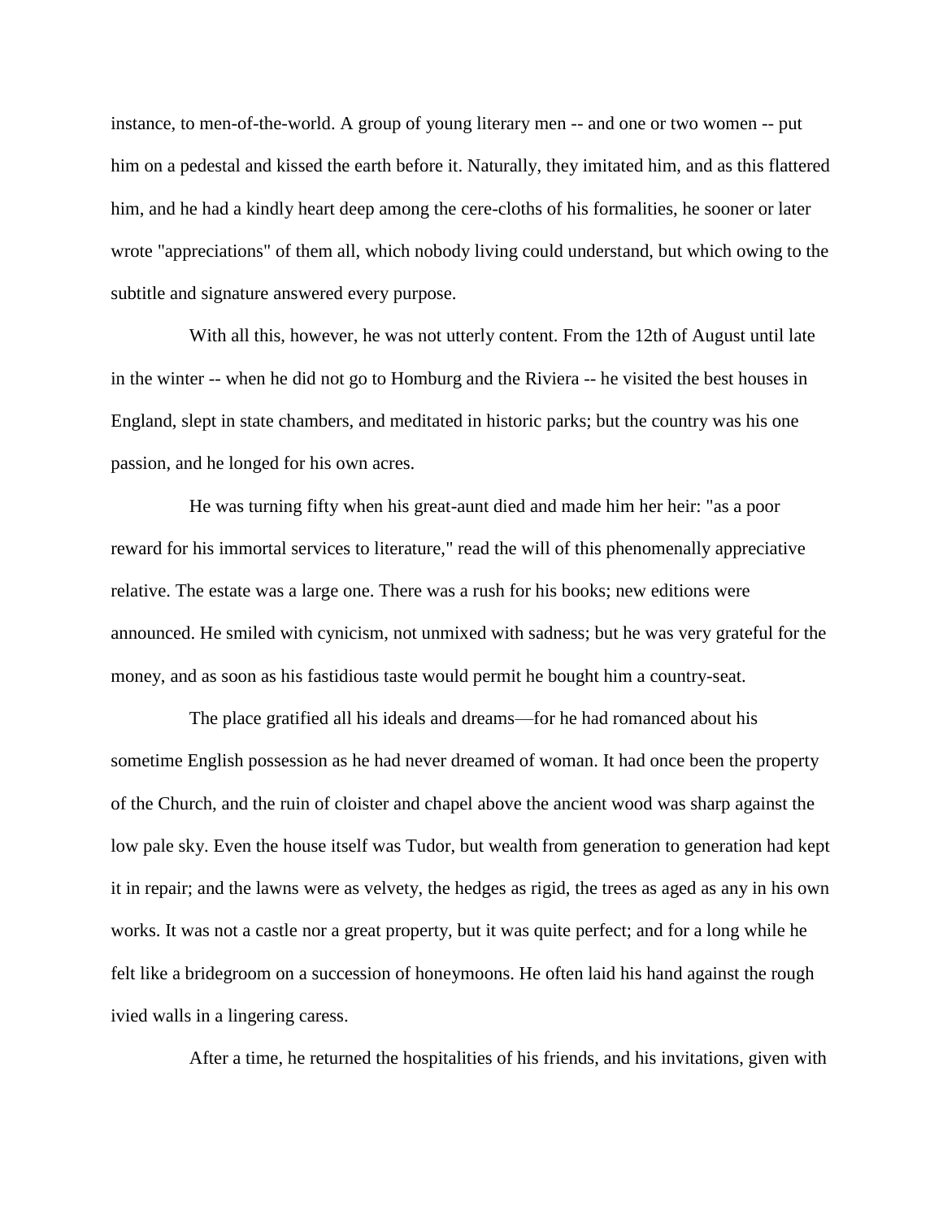instance, to men-of-the-world. A group of young literary men -- and one or two women -- put him on a pedestal and kissed the earth before it. Naturally, they imitated him, and as this flattered him, and he had a kindly heart deep among the cere-cloths of his formalities, he sooner or later wrote "appreciations" of them all, which nobody living could understand, but which owing to the subtitle and signature answered every purpose.

With all this, however, he was not utterly content. From the 12th of August until late in the winter -- when he did not go to Homburg and the Riviera -- he visited the best houses in England, slept in state chambers, and meditated in historic parks; but the country was his one passion, and he longed for his own acres.

He was turning fifty when his great-aunt died and made him her heir: "as a poor reward for his immortal services to literature," read the will of this phenomenally appreciative relative. The estate was a large one. There was a rush for his books; new editions were announced. He smiled with cynicism, not unmixed with sadness; but he was very grateful for the money, and as soon as his fastidious taste would permit he bought him a country-seat.

The place gratified all his ideals and dreams—for he had romanced about his sometime English possession as he had never dreamed of woman. It had once been the property of the Church, and the ruin of cloister and chapel above the ancient wood was sharp against the low pale sky. Even the house itself was Tudor, but wealth from generation to generation had kept it in repair; and the lawns were as velvety, the hedges as rigid, the trees as aged as any in his own works. It was not a castle nor a great property, but it was quite perfect; and for a long while he felt like a bridegroom on a succession of honeymoons. He often laid his hand against the rough ivied walls in a lingering caress.

After a time, he returned the hospitalities of his friends, and his invitations, given with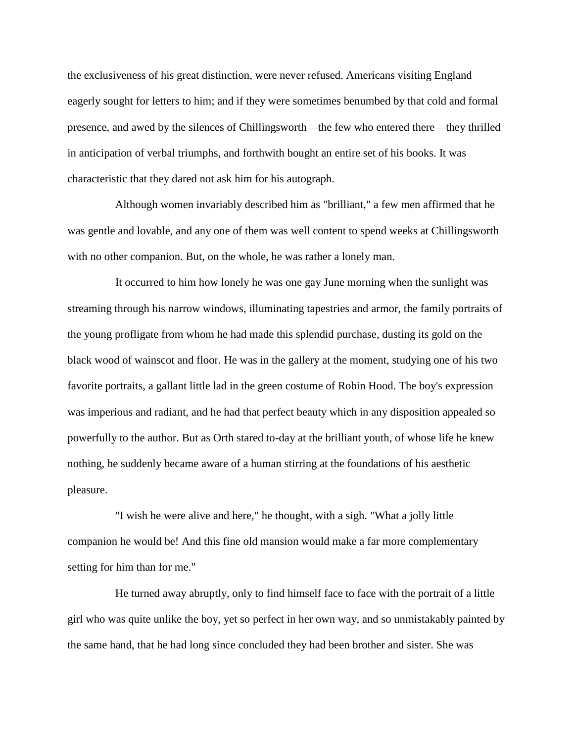the exclusiveness of his great distinction, were never refused. Americans visiting England eagerly sought for letters to him; and if they were sometimes benumbed by that cold and formal presence, and awed by the silences of Chillingsworth—the few who entered there—they thrilled in anticipation of verbal triumphs, and forthwith bought an entire set of his books. It was characteristic that they dared not ask him for his autograph.

Although women invariably described him as "brilliant," a few men affirmed that he was gentle and lovable, and any one of them was well content to spend weeks at Chillingsworth with no other companion. But, on the whole, he was rather a lonely man.

It occurred to him how lonely he was one gay June morning when the sunlight was streaming through his narrow windows, illuminating tapestries and armor, the family portraits of the young profligate from whom he had made this splendid purchase, dusting its gold on the black wood of wainscot and floor. He was in the gallery at the moment, studying one of his two favorite portraits, a gallant little lad in the green costume of Robin Hood. The boy's expression was imperious and radiant, and he had that perfect beauty which in any disposition appealed so powerfully to the author. But as Orth stared to-day at the brilliant youth, of whose life he knew nothing, he suddenly became aware of a human stirring at the foundations of his aesthetic pleasure.

"I wish he were alive and here," he thought, with a sigh. "What a jolly little companion he would be! And this fine old mansion would make a far more complementary setting for him than for me."

He turned away abruptly, only to find himself face to face with the portrait of a little girl who was quite unlike the boy, yet so perfect in her own way, and so unmistakably painted by the same hand, that he had long since concluded they had been brother and sister. She was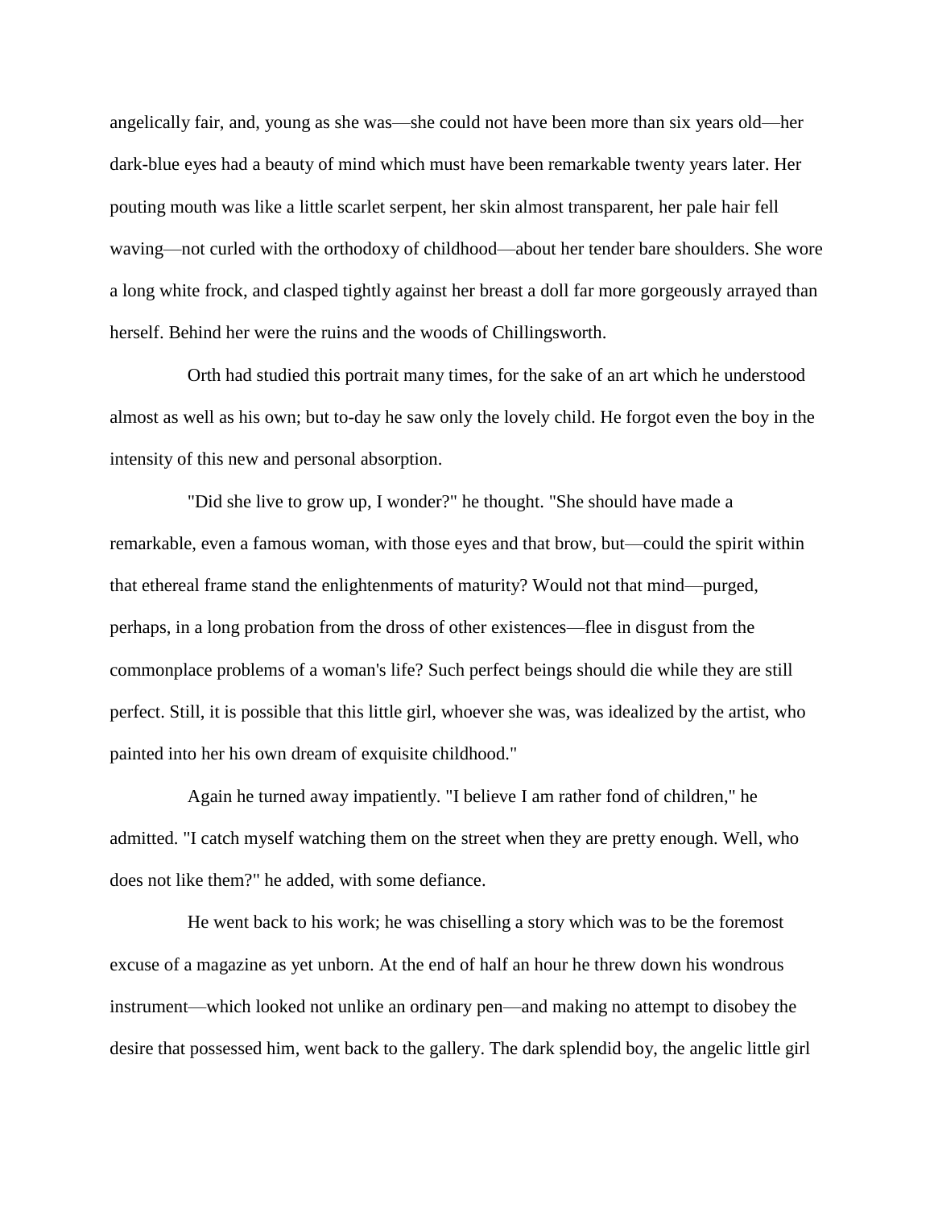angelically fair, and, young as she was—she could not have been more than six years old—her dark-blue eyes had a beauty of mind which must have been remarkable twenty years later. Her pouting mouth was like a little scarlet serpent, her skin almost transparent, her pale hair fell waving—not curled with the orthodoxy of childhood—about her tender bare shoulders. She wore a long white frock, and clasped tightly against her breast a doll far more gorgeously arrayed than herself. Behind her were the ruins and the woods of Chillingsworth.

Orth had studied this portrait many times, for the sake of an art which he understood almost as well as his own; but to-day he saw only the lovely child. He forgot even the boy in the intensity of this new and personal absorption.

"Did she live to grow up, I wonder?" he thought. "She should have made a remarkable, even a famous woman, with those eyes and that brow, but—could the spirit within that ethereal frame stand the enlightenments of maturity? Would not that mind—purged, perhaps, in a long probation from the dross of other existences—flee in disgust from the commonplace problems of a woman's life? Such perfect beings should die while they are still perfect. Still, it is possible that this little girl, whoever she was, was idealized by the artist, who painted into her his own dream of exquisite childhood."

Again he turned away impatiently. "I believe I am rather fond of children," he admitted. "I catch myself watching them on the street when they are pretty enough. Well, who does not like them?" he added, with some defiance.

He went back to his work; he was chiselling a story which was to be the foremost excuse of a magazine as yet unborn. At the end of half an hour he threw down his wondrous instrument—which looked not unlike an ordinary pen—and making no attempt to disobey the desire that possessed him, went back to the gallery. The dark splendid boy, the angelic little girl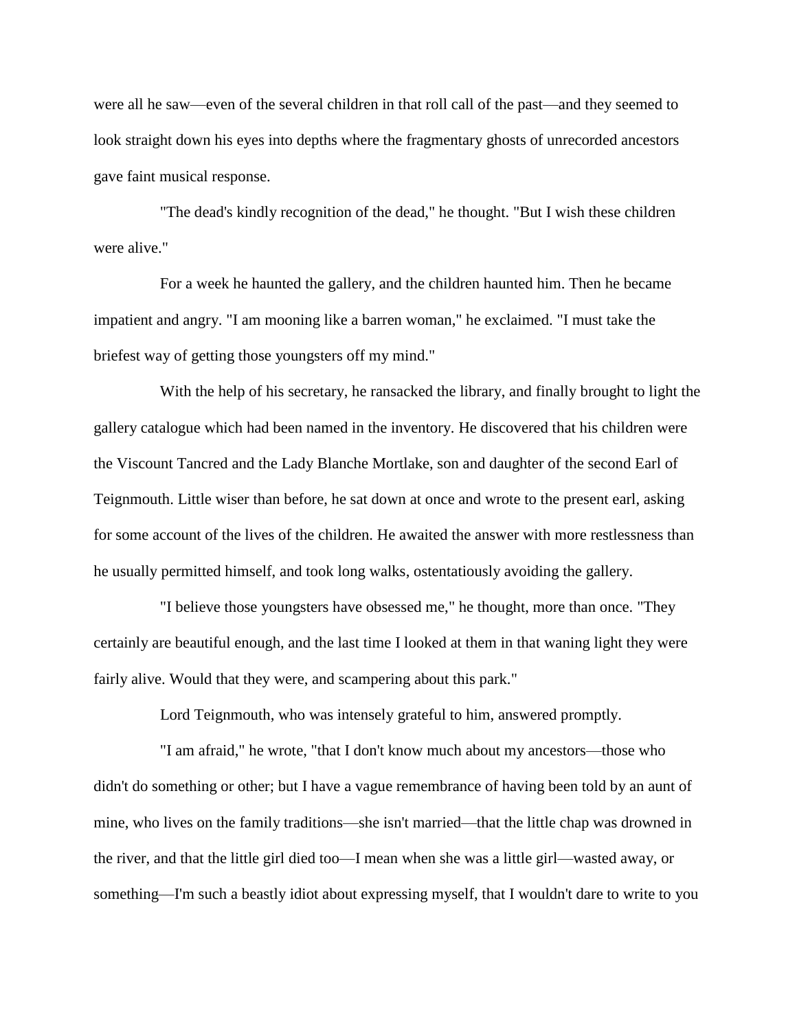were all he saw—even of the several children in that roll call of the past—and they seemed to look straight down his eyes into depths where the fragmentary ghosts of unrecorded ancestors gave faint musical response.

"The dead's kindly recognition of the dead," he thought. "But I wish these children were alive."

For a week he haunted the gallery, and the children haunted him. Then he became impatient and angry. "I am mooning like a barren woman," he exclaimed. "I must take the briefest way of getting those youngsters off my mind."

With the help of his secretary, he ransacked the library, and finally brought to light the gallery catalogue which had been named in the inventory. He discovered that his children were the Viscount Tancred and the Lady Blanche Mortlake, son and daughter of the second Earl of Teignmouth. Little wiser than before, he sat down at once and wrote to the present earl, asking for some account of the lives of the children. He awaited the answer with more restlessness than he usually permitted himself, and took long walks, ostentatiously avoiding the gallery.

"I believe those youngsters have obsessed me," he thought, more than once. "They certainly are beautiful enough, and the last time I looked at them in that waning light they were fairly alive. Would that they were, and scampering about this park."

Lord Teignmouth, who was intensely grateful to him, answered promptly.

"I am afraid," he wrote, "that I don't know much about my ancestors—those who didn't do something or other; but I have a vague remembrance of having been told by an aunt of mine, who lives on the family traditions—she isn't married—that the little chap was drowned in the river, and that the little girl died too—I mean when she was a little girl—wasted away, or something—I'm such a beastly idiot about expressing myself, that I wouldn't dare to write to you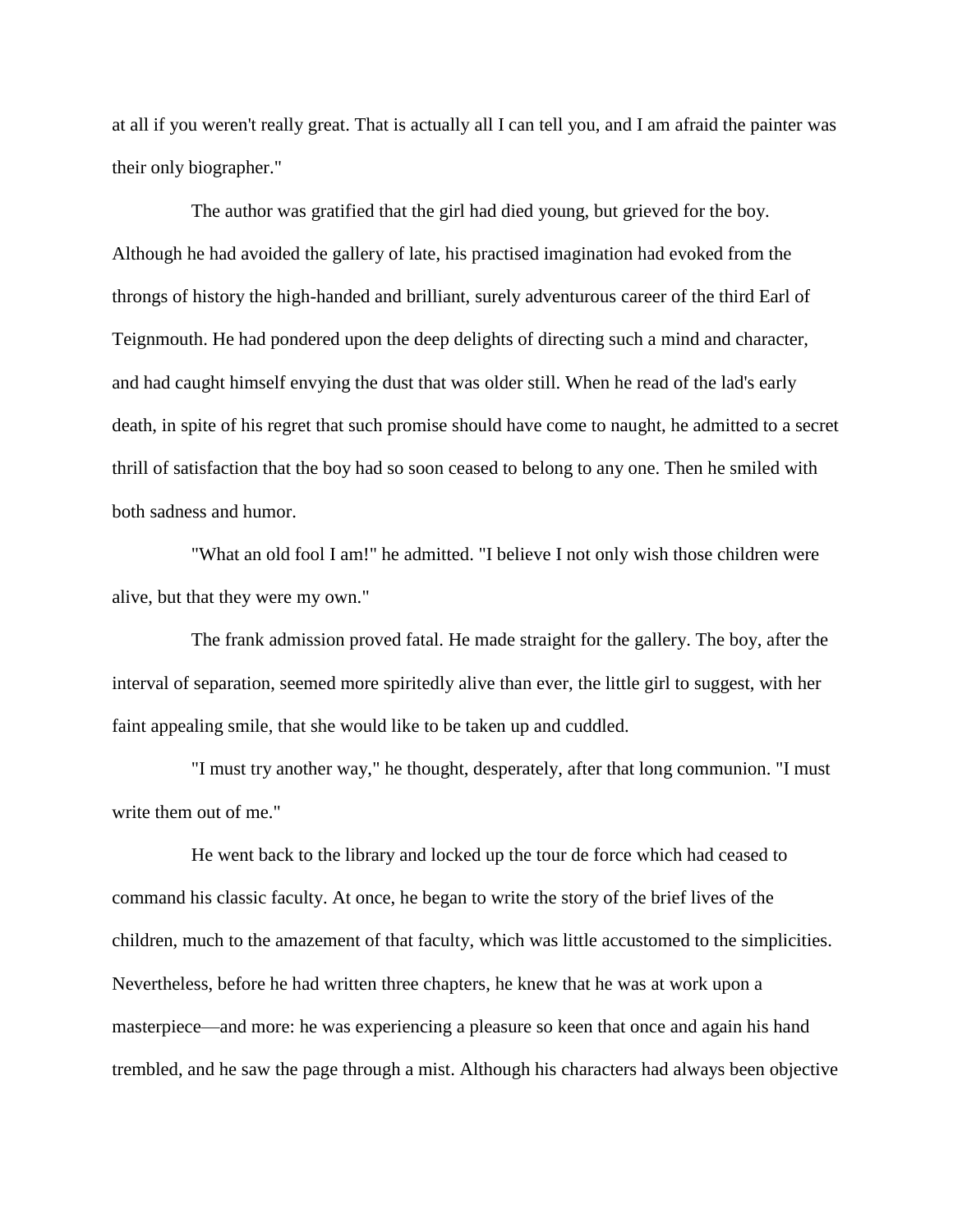at all if you weren't really great. That is actually all I can tell you, and I am afraid the painter was their only biographer."

The author was gratified that the girl had died young, but grieved for the boy. Although he had avoided the gallery of late, his practised imagination had evoked from the throngs of history the high-handed and brilliant, surely adventurous career of the third Earl of Teignmouth. He had pondered upon the deep delights of directing such a mind and character, and had caught himself envying the dust that was older still. When he read of the lad's early death, in spite of his regret that such promise should have come to naught, he admitted to a secret thrill of satisfaction that the boy had so soon ceased to belong to any one. Then he smiled with both sadness and humor.

"What an old fool I am!" he admitted. "I believe I not only wish those children were alive, but that they were my own."

The frank admission proved fatal. He made straight for the gallery. The boy, after the interval of separation, seemed more spiritedly alive than ever, the little girl to suggest, with her faint appealing smile, that she would like to be taken up and cuddled.

"I must try another way," he thought, desperately, after that long communion. "I must write them out of me."

He went back to the library and locked up the tour de force which had ceased to command his classic faculty. At once, he began to write the story of the brief lives of the children, much to the amazement of that faculty, which was little accustomed to the simplicities. Nevertheless, before he had written three chapters, he knew that he was at work upon a masterpiece—and more: he was experiencing a pleasure so keen that once and again his hand trembled, and he saw the page through a mist. Although his characters had always been objective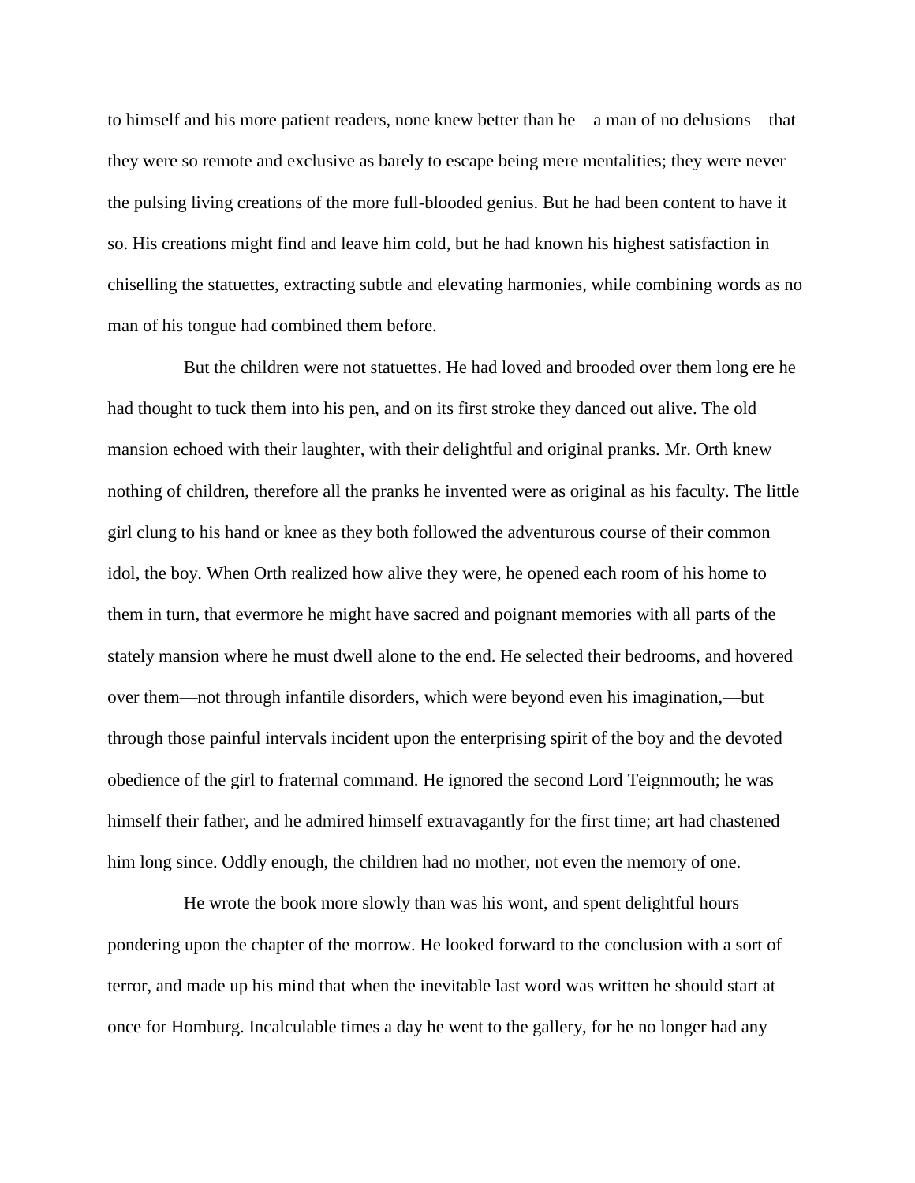to himself and his more patient readers, none knew better than he—a man of no delusions—that they were so remote and exclusive as barely to escape being mere mentalities; they were never the pulsing living creations of the more full-blooded genius. But he had been content to have it so. His creations might find and leave him cold, but he had known his highest satisfaction in chiselling the statuettes, extracting subtle and elevating harmonies, while combining words as no man of his tongue had combined them before.

But the children were not statuettes. He had loved and brooded over them long ere he had thought to tuck them into his pen, and on its first stroke they danced out alive. The old mansion echoed with their laughter, with their delightful and original pranks. Mr. Orth knew nothing of children, therefore all the pranks he invented were as original as his faculty. The little girl clung to his hand or knee as they both followed the adventurous course of their common idol, the boy. When Orth realized how alive they were, he opened each room of his home to them in turn, that evermore he might have sacred and poignant memories with all parts of the stately mansion where he must dwell alone to the end. He selected their bedrooms, and hovered over them—not through infantile disorders, which were beyond even his imagination,—but through those painful intervals incident upon the enterprising spirit of the boy and the devoted obedience of the girl to fraternal command. He ignored the second Lord Teignmouth; he was himself their father, and he admired himself extravagantly for the first time; art had chastened him long since. Oddly enough, the children had no mother, not even the memory of one.

He wrote the book more slowly than was his wont, and spent delightful hours pondering upon the chapter of the morrow. He looked forward to the conclusion with a sort of terror, and made up his mind that when the inevitable last word was written he should start at once for Homburg. Incalculable times a day he went to the gallery, for he no longer had any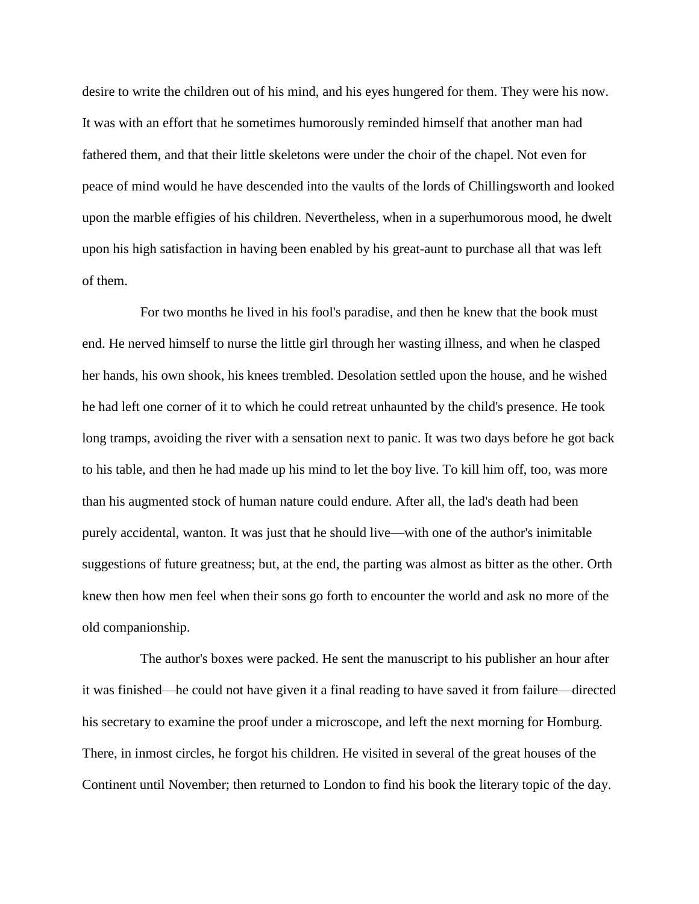desire to write the children out of his mind, and his eyes hungered for them. They were his now. It was with an effort that he sometimes humorously reminded himself that another man had fathered them, and that their little skeletons were under the choir of the chapel. Not even for peace of mind would he have descended into the vaults of the lords of Chillingsworth and looked upon the marble effigies of his children. Nevertheless, when in a superhumorous mood, he dwelt upon his high satisfaction in having been enabled by his great-aunt to purchase all that was left of them.

For two months he lived in his fool's paradise, and then he knew that the book must end. He nerved himself to nurse the little girl through her wasting illness, and when he clasped her hands, his own shook, his knees trembled. Desolation settled upon the house, and he wished he had left one corner of it to which he could retreat unhaunted by the child's presence. He took long tramps, avoiding the river with a sensation next to panic. It was two days before he got back to his table, and then he had made up his mind to let the boy live. To kill him off, too, was more than his augmented stock of human nature could endure. After all, the lad's death had been purely accidental, wanton. It was just that he should live—with one of the author's inimitable suggestions of future greatness; but, at the end, the parting was almost as bitter as the other. Orth knew then how men feel when their sons go forth to encounter the world and ask no more of the old companionship.

The author's boxes were packed. He sent the manuscript to his publisher an hour after it was finished—he could not have given it a final reading to have saved it from failure—directed his secretary to examine the proof under a microscope, and left the next morning for Homburg. There, in inmost circles, he forgot his children. He visited in several of the great houses of the Continent until November; then returned to London to find his book the literary topic of the day.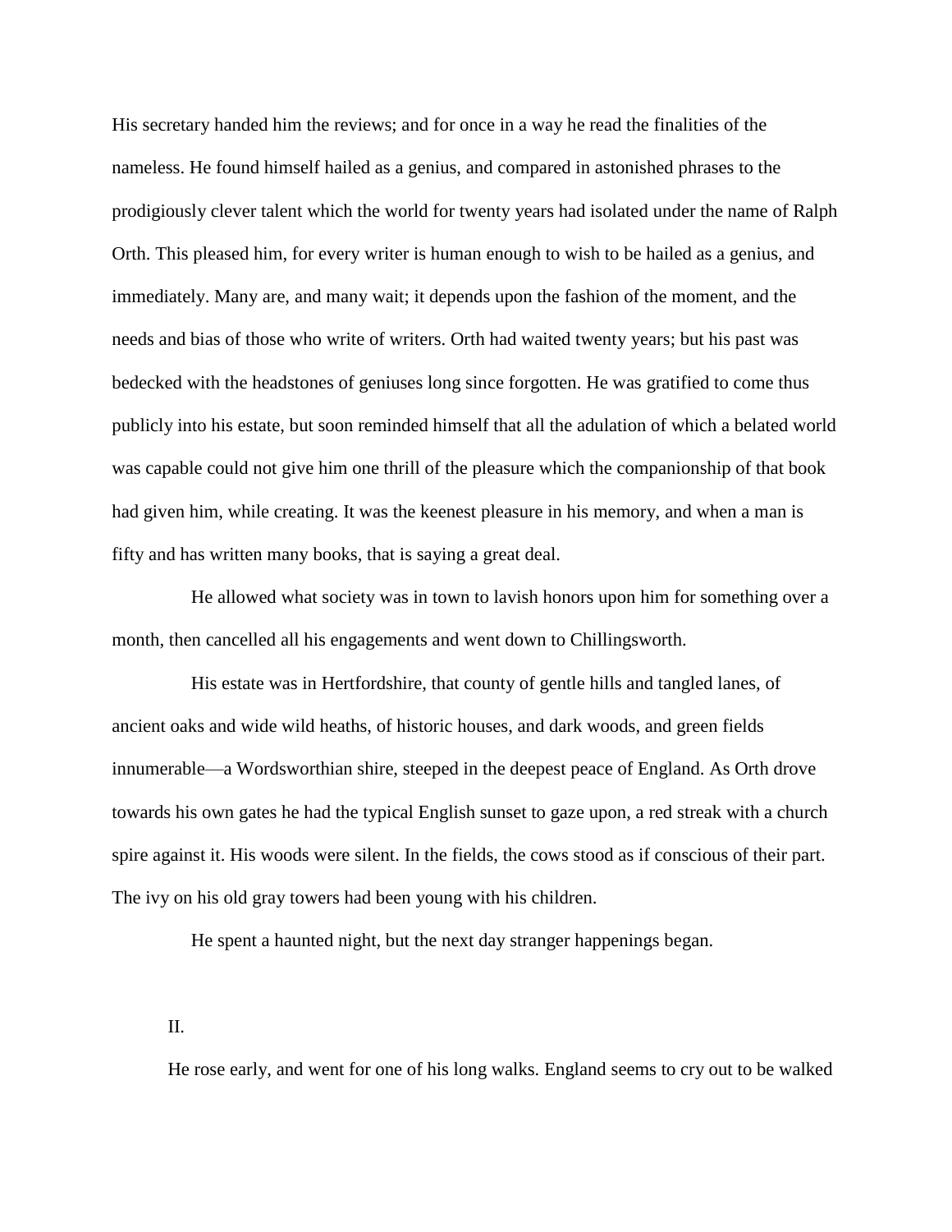His secretary handed him the reviews; and for once in a way he read the finalities of the nameless. He found himself hailed as a genius, and compared in astonished phrases to the prodigiously clever talent which the world for twenty years had isolated under the name of Ralph Orth. This pleased him, for every writer is human enough to wish to be hailed as a genius, and immediately. Many are, and many wait; it depends upon the fashion of the moment, and the needs and bias of those who write of writers. Orth had waited twenty years; but his past was bedecked with the headstones of geniuses long since forgotten. He was gratified to come thus publicly into his estate, but soon reminded himself that all the adulation of which a belated world was capable could not give him one thrill of the pleasure which the companionship of that book had given him, while creating. It was the keenest pleasure in his memory, and when a man is fifty and has written many books, that is saying a great deal.

He allowed what society was in town to lavish honors upon him for something over a month, then cancelled all his engagements and went down to Chillingsworth.

His estate was in Hertfordshire, that county of gentle hills and tangled lanes, of ancient oaks and wide wild heaths, of historic houses, and dark woods, and green fields innumerable—a Wordsworthian shire, steeped in the deepest peace of England. As Orth drove towards his own gates he had the typical English sunset to gaze upon, a red streak with a church spire against it. His woods were silent. In the fields, the cows stood as if conscious of their part. The ivy on his old gray towers had been young with his children.

He spent a haunted night, but the next day stranger happenings began.

## II.

He rose early, and went for one of his long walks. England seems to cry out to be walked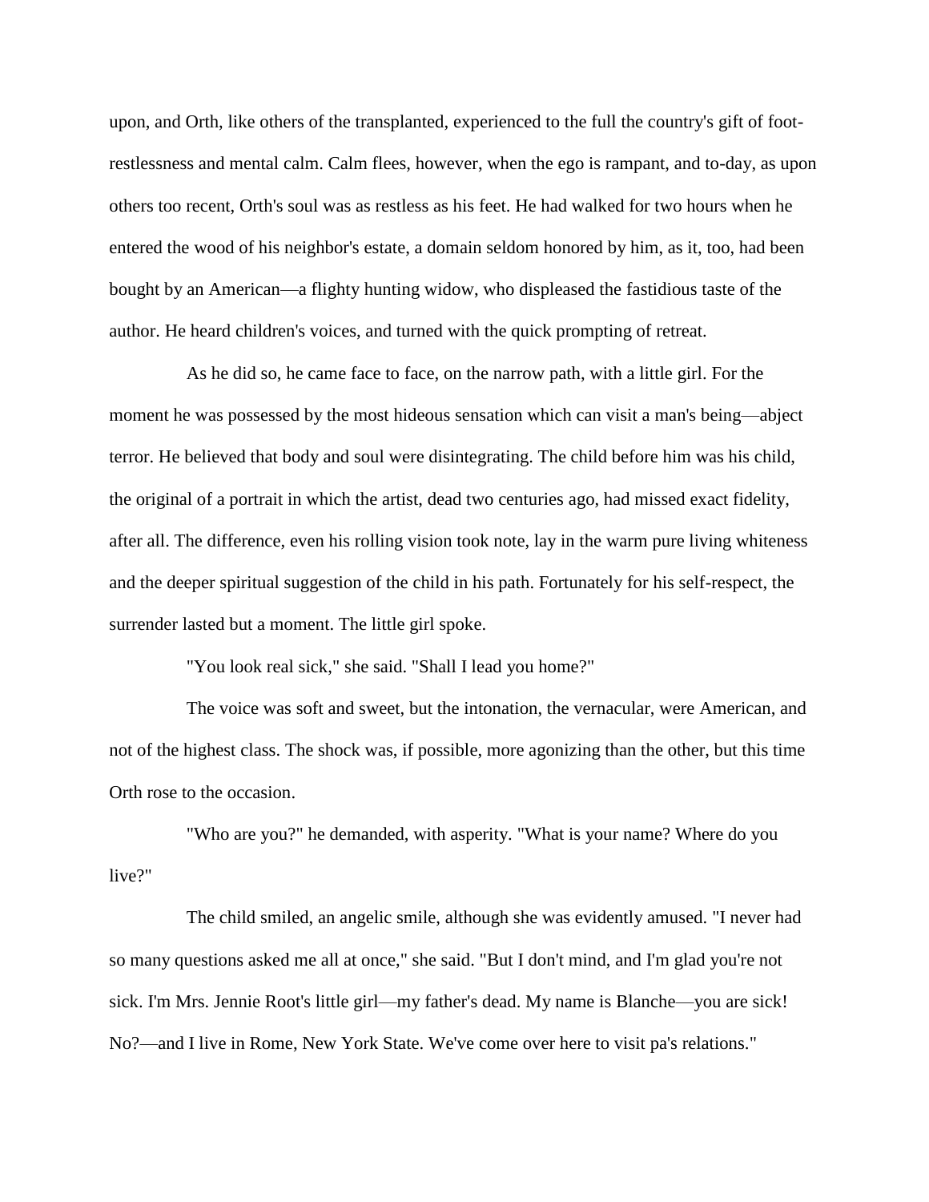upon, and Orth, like others of the transplanted, experienced to the full the country's gift of foot-restlessness and mental calm. Calm flees, however, when the ego is rampant, and to-day, as upon others too recent, Orth's soul was as restless as his feet. He had walked for two hours when he entered the wood of his neighbor's estate, a domain seldom honored by him, as it, too, had been bought by an American—a flighty hunting widow, who displeased the fastidious taste of the author. He heard children's voices, and turned with the quick prompting of retreat.

As he did so, he came face to face, on the narrow path, with a little girl. For the moment he was possessed by the most hideous sensation which can visit a man's being—abject terror. He believed that body and soul were disintegrating. The child before him was his child, the original of a portrait in which the artist, dead two centuries ago, had missed exact fidelity, after all. The difference, even his rolling vision took note, lay in the warm pure living whiteness and the deeper spiritual suggestion of the child in his path. Fortunately for his self-respect, the surrender lasted but a moment. The little girl spoke.

"You look real sick," she said. "Shall I lead you home?"

The voice was soft and sweet, but the intonation, the vernacular, were American, and not of the highest class. The shock was, if possible, more agonizing than the other, but this time Orth rose to the occasion.

"Who are you?" he demanded, with asperity. "What is your name? Where do you live?"

The child smiled, an angelic smile, although she was evidently amused. "I never had so many questions asked me all at once," she said. "But I don't mind, and I'm glad you're not sick. I'm Mrs. Jennie Root's little girl—my father's dead. My name is Blanche—you are sick! No?—and I live in Rome, New York State. We've come over here to visit pa's relations."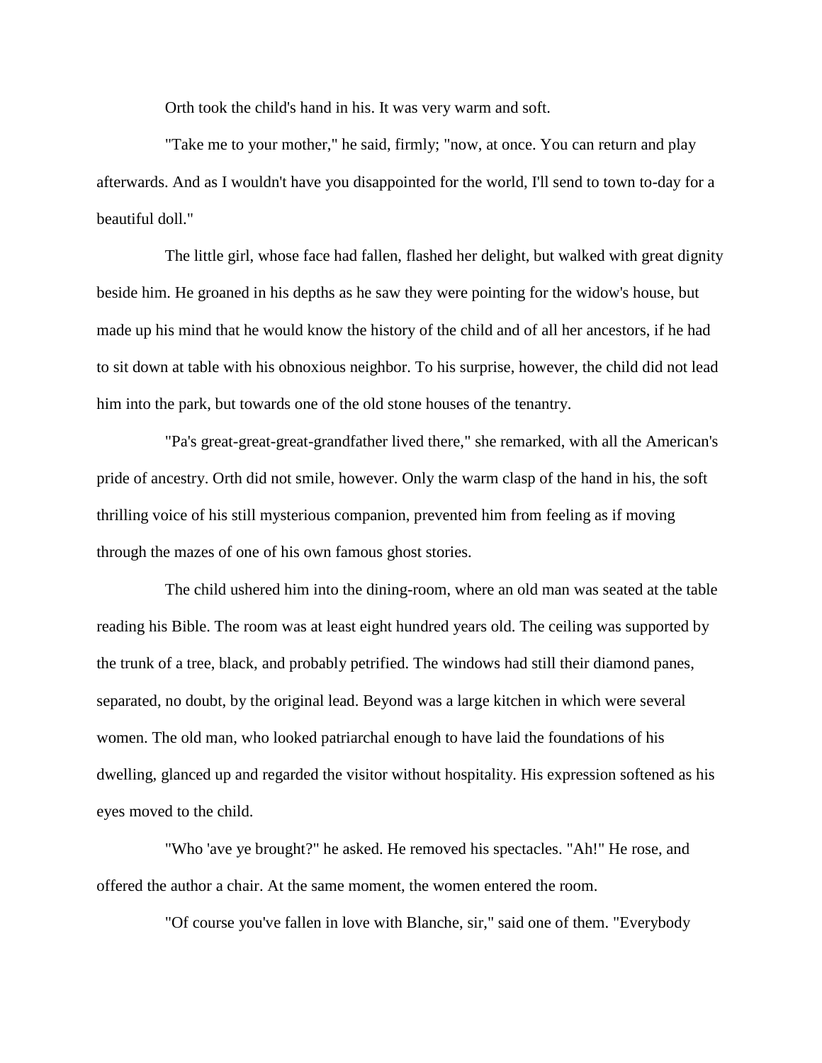Orth took the child's hand in his. It was very warm and soft.

"Take me to your mother," he said, firmly; "now, at once. You can return and play afterwards. And as I wouldn't have you disappointed for the world, I'll send to town to-day for a beautiful doll."

The little girl, whose face had fallen, flashed her delight, but walked with great dignity beside him. He groaned in his depths as he saw they were pointing for the widow's house, but made up his mind that he would know the history of the child and of all her ancestors, if he had to sit down at table with his obnoxious neighbor. To his surprise, however, the child did not lead him into the park, but towards one of the old stone houses of the tenantry.

"Pa's great-great-great-grandfather lived there," she remarked, with all the American's pride of ancestry. Orth did not smile, however. Only the warm clasp of the hand in his, the soft thrilling voice of his still mysterious companion, prevented him from feeling as if moving through the mazes of one of his own famous ghost stories.

The child ushered him into the dining-room, where an old man was seated at the table reading his Bible. The room was at least eight hundred years old. The ceiling was supported by the trunk of a tree, black, and probably petrified. The windows had still their diamond panes, separated, no doubt, by the original lead. Beyond was a large kitchen in which were several women. The old man, who looked patriarchal enough to have laid the foundations of his dwelling, glanced up and regarded the visitor without hospitality. His expression softened as his eyes moved to the child.

"Who 'ave ye brought?" he asked. He removed his spectacles. "Ah!" He rose, and offered the author a chair. At the same moment, the women entered the room.

"Of course you've fallen in love with Blanche, sir," said one of them. "Everybody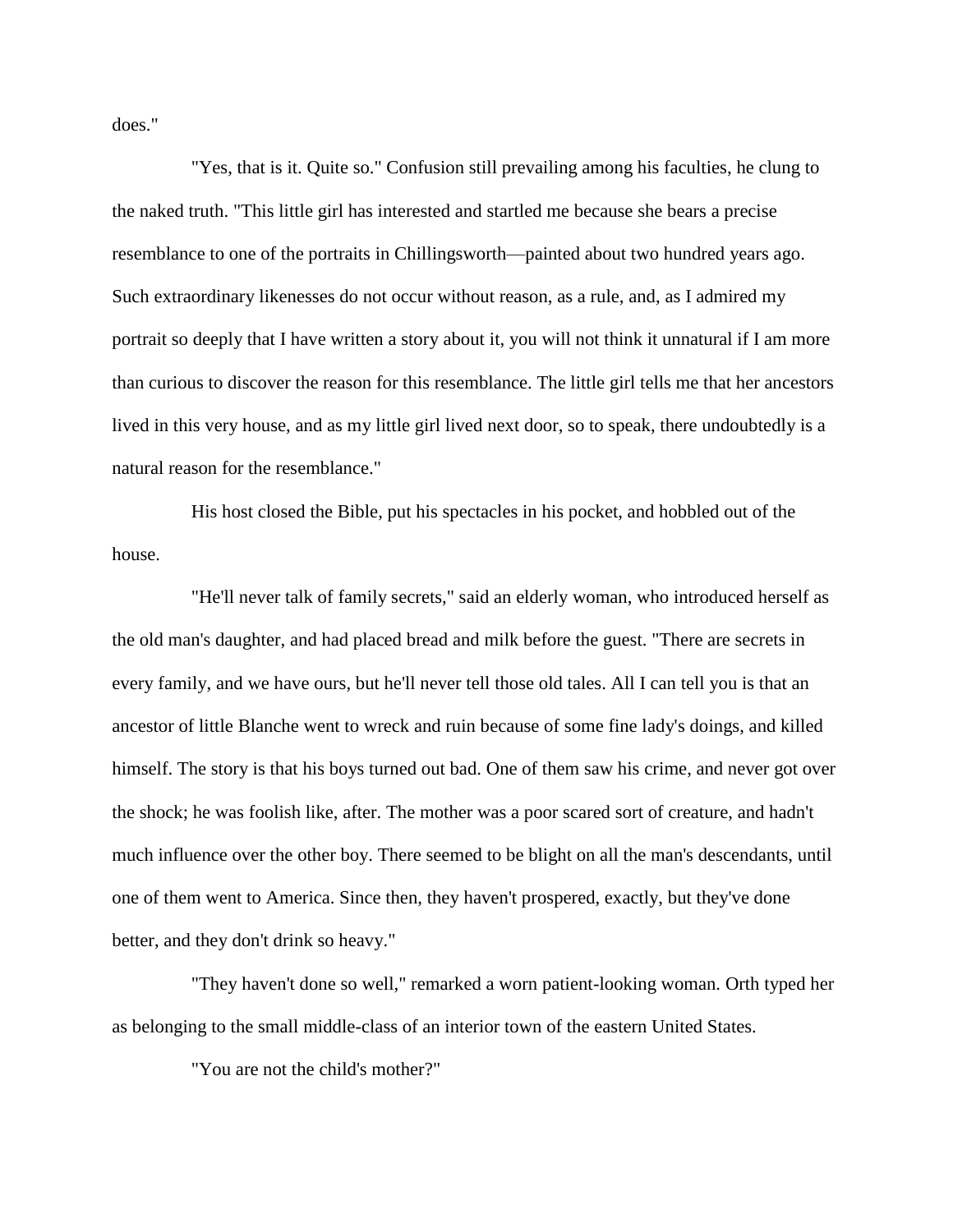does."

"Yes, that is it. Quite so." Confusion still prevailing among his faculties, he clung to the naked truth. "This little girl has interested and startled me because she bears a precise resemblance to one of the portraits in Chillingsworth—painted about two hundred years ago. Such extraordinary likenesses do not occur without reason, as a rule, and, as I admired my portrait so deeply that I have written a story about it, you will not think it unnatural if I am more than curious to discover the reason for this resemblance. The little girl tells me that her ancestors lived in this very house, and as my little girl lived next door, so to speak, there undoubtedly is a natural reason for the resemblance."

His host closed the Bible, put his spectacles in his pocket, and hobbled out of the house.

"He'll never talk of family secrets," said an elderly woman, who introduced herself as the old man's daughter, and had placed bread and milk before the guest. "There are secrets in every family, and we have ours, but he'll never tell those old tales. All I can tell you is that an ancestor of little Blanche went to wreck and ruin because of some fine lady's doings, and killed himself. The story is that his boys turned out bad. One of them saw his crime, and never got over the shock; he was foolish like, after. The mother was a poor scared sort of creature, and hadn't much influence over the other boy. There seemed to be blight on all the man's descendants, until one of them went to America. Since then, they haven't prospered, exactly, but they've done better, and they don't drink so heavy."

"They haven't done so well," remarked a worn patient-looking woman. Orth typed her as belonging to the small middle-class of an interior town of the eastern United States.

"You are not the child's mother?"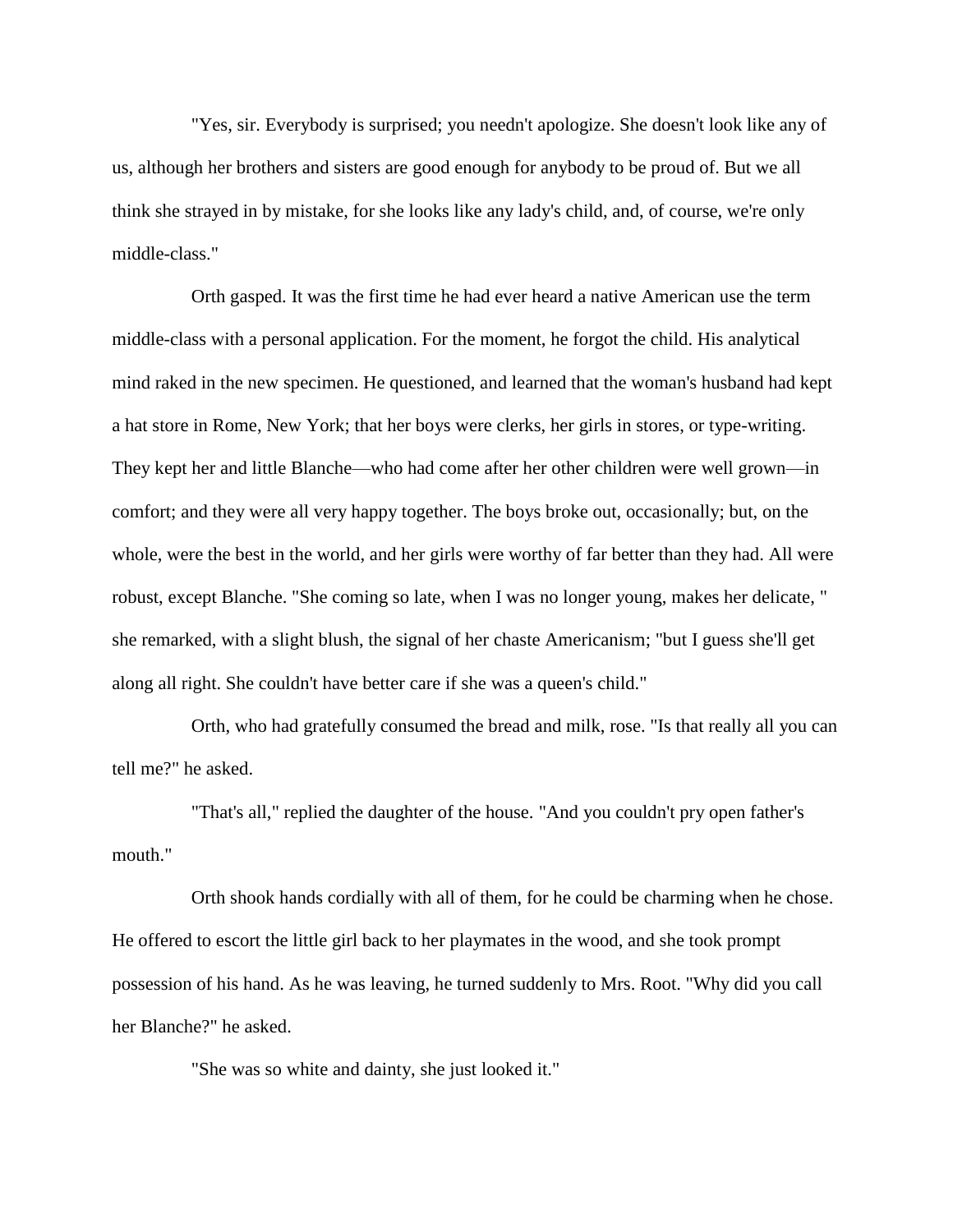"Yes, sir. Everybody is surprised; you needn't apologize. She doesn't look like any of us, although her brothers and sisters are good enough for anybody to be proud of. But we all think she strayed in by mistake, for she looks like any lady's child, and, of course, we're only middle-class."

Orth gasped. It was the first time he had ever heard a native American use the term middle-class with a personal application. For the moment, he forgot the child. His analytical mind raked in the new specimen. He questioned, and learned that the woman's husband had kept a hat store in Rome, New York; that her boys were clerks, her girls in stores, or type-writing. They kept her and little Blanche—who had come after her other children were well grown—in comfort; and they were all very happy together. The boys broke out, occasionally; but, on the whole, were the best in the world, and her girls were worthy of far better than they had. All were robust, except Blanche. "She coming so late, when I was no longer young, makes her delicate, " she remarked, with a slight blush, the signal of her chaste Americanism; "but I guess she'll get along all right. She couldn't have better care if she was a queen's child."

Orth, who had gratefully consumed the bread and milk, rose. "Is that really all you can tell me?" he asked.

"That's all," replied the daughter of the house. "And you couldn't pry open father's mouth."

Orth shook hands cordially with all of them, for he could be charming when he chose. He offered to escort the little girl back to her playmates in the wood, and she took prompt possession of his hand. As he was leaving, he turned suddenly to Mrs. Root. "Why did you call her Blanche?" he asked.

"She was so white and dainty, she just looked it."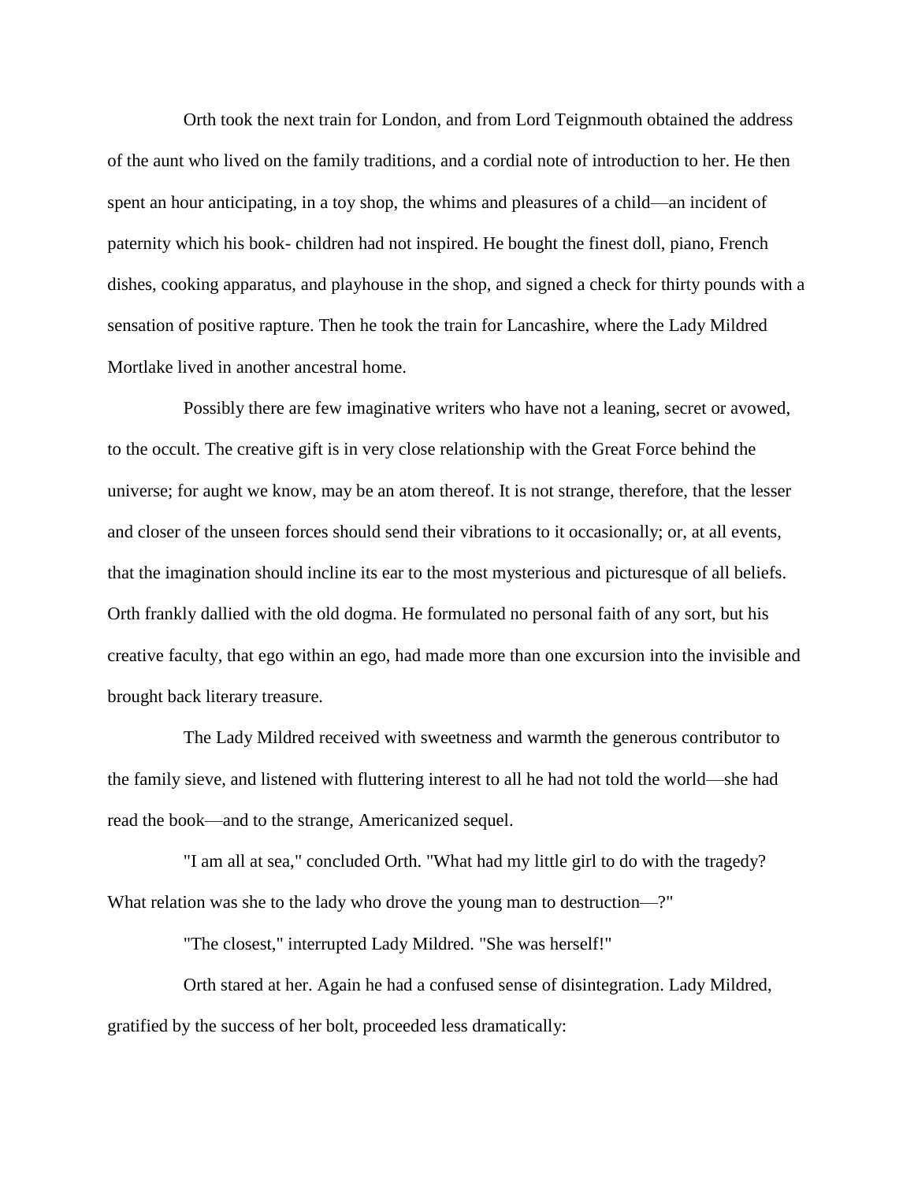Orth took the next train for London, and from Lord Teignmouth obtained the address of the aunt who lived on the family traditions, and a cordial note of introduction to her. He then spent an hour anticipating, in a toy shop, the whims and pleasures of a child—an incident of paternity which his book- children had not inspired. He bought the finest doll, piano, French dishes, cooking apparatus, and playhouse in the shop, and signed a check for thirty pounds with a sensation of positive rapture. Then he took the train for Lancashire, where the Lady Mildred Mortlake lived in another ancestral home.

Possibly there are few imaginative writers who have not a leaning, secret or avowed, to the occult. The creative gift is in very close relationship with the Great Force behind the universe; for aught we know, may be an atom thereof. It is not strange, therefore, that the lesser and closer of the unseen forces should send their vibrations to it occasionally; or, at all events, that the imagination should incline its ear to the most mysterious and picturesque of all beliefs. Orth frankly dallied with the old dogma. He formulated no personal faith of any sort, but his creative faculty, that ego within an ego, had made more than one excursion into the invisible and brought back literary treasure.

The Lady Mildred received with sweetness and warmth the generous contributor to the family sieve, and listened with fluttering interest to all he had not told the world—she had read the book—and to the strange, Americanized sequel.

"I am all at sea," concluded Orth. "What had my little girl to do with the tragedy? What relation was she to the lady who drove the young man to destruction—?"

"The closest," interrupted Lady Mildred. "She was herself!"

Orth stared at her. Again he had a confused sense of disintegration. Lady Mildred, gratified by the success of her bolt, proceeded less dramatically: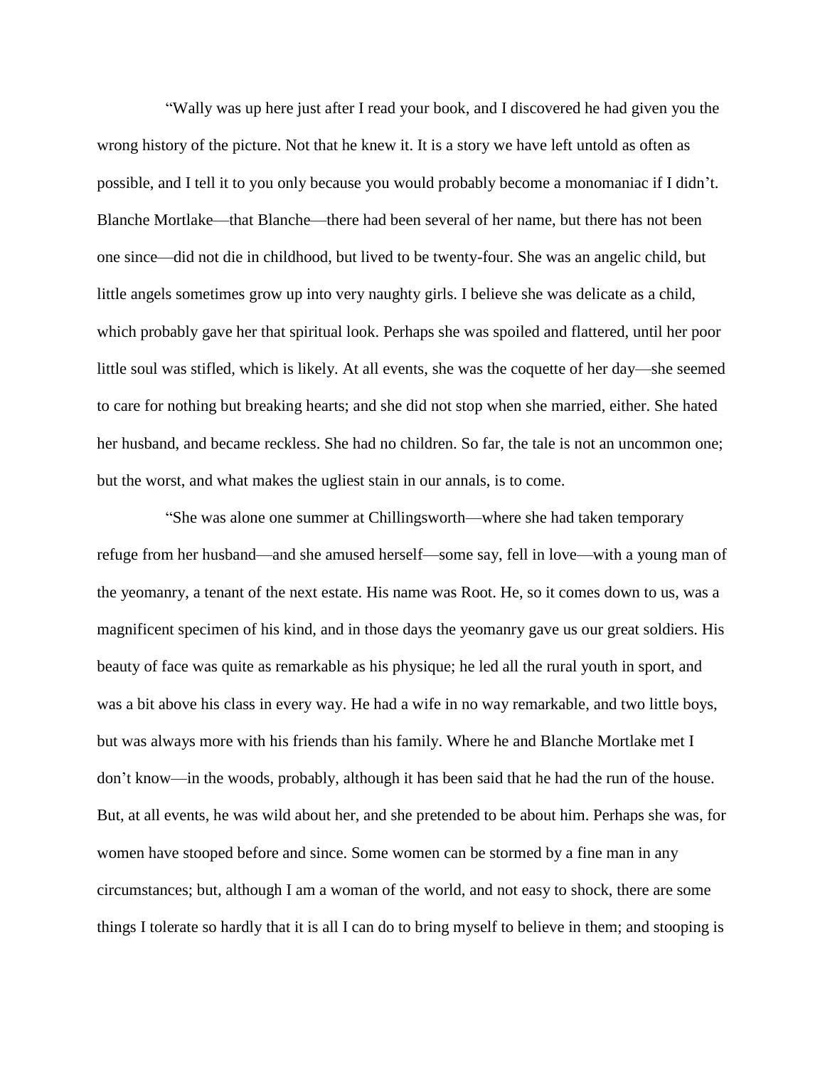"Wally was up here just after I read your book, and I discovered he had given you the wrong history of the picture. Not that he knew it. It is a story we have left untold as often as possible, and I tell it to you only because you would probably become a monomaniac if I didn't. Blanche Mortlake—that Blanche—there had been several of her name, but there has not been one since—did not die in childhood, but lived to be twenty-four. She was an angelic child, but little angels sometimes grow up into very naughty girls. I believe she was delicate as a child, which probably gave her that spiritual look. Perhaps she was spoiled and flattered, until her poor little soul was stifled, which is likely. At all events, she was the coquette of her day—she seemed to care for nothing but breaking hearts; and she did not stop when she married, either. She hated her husband, and became reckless. She had no children. So far, the tale is not an uncommon one; but the worst, and what makes the ugliest stain in our annals, is to come.

"She was alone one summer at Chillingsworth—where she had taken temporary refuge from her husband—and she amused herself—some say, fell in love—with a young man of the yeomanry, a tenant of the next estate. His name was Root. He, so it comes down to us, was a magnificent specimen of his kind, and in those days the yeomanry gave us our great soldiers. His beauty of face was quite as remarkable as his physique; he led all the rural youth in sport, and was a bit above his class in every way. He had a wife in no way remarkable, and two little boys, but was always more with his friends than his family. Where he and Blanche Mortlake met I don't know—in the woods, probably, although it has been said that he had the run of the house. But, at all events, he was wild about her, and she pretended to be about him. Perhaps she was, for women have stooped before and since. Some women can be stormed by a fine man in any circumstances; but, although I am a woman of the world, and not easy to shock, there are some things I tolerate so hardly that it is all I can do to bring myself to believe in them; and stooping is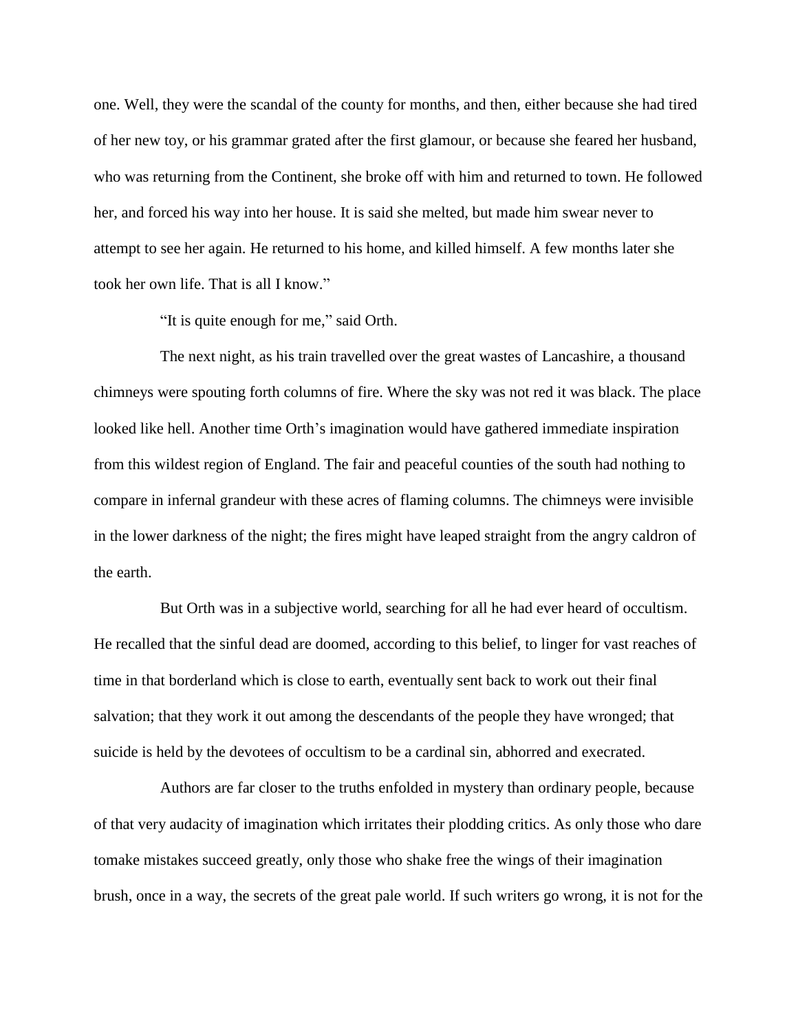one. Well, they were the scandal of the county for months, and then, either because she had tired of her new toy, or his grammar grated after the first glamour, or because she feared her husband, who was returning from the Continent, she broke off with him and returned to town. He followed her, and forced his way into her house. It is said she melted, but made him swear never to attempt to see her again. He returned to his home, and killed himself. A few months later she took her own life. That is all I know."

"It is quite enough for me," said Orth.

The next night, as his train travelled over the great wastes of Lancashire, a thousand chimneys were spouting forth columns of fire. Where the sky was not red it was black. The place looked like hell. Another time Orth's imagination would have gathered immediate inspiration from this wildest region of England. The fair and peaceful counties of the south had nothing to compare in infernal grandeur with these acres of flaming columns. The chimneys were invisible in the lower darkness of the night; the fires might have leaped straight from the angry caldron of the earth.

But Orth was in a subjective world, searching for all he had ever heard of occultism. He recalled that the sinful dead are doomed, according to this belief, to linger for vast reaches of time in that borderland which is close to earth, eventually sent back to work out their final salvation; that they work it out among the descendants of the people they have wronged; that suicide is held by the devotees of occultism to be a cardinal sin, abhorred and execrated.

Authors are far closer to the truths enfolded in mystery than ordinary people, because of that very audacity of imagination which irritates their plodding critics. As only those who dare tomake mistakes succeed greatly, only those who shake free the wings of their imagination brush, once in a way, the secrets of the great pale world. If such writers go wrong, it is not for the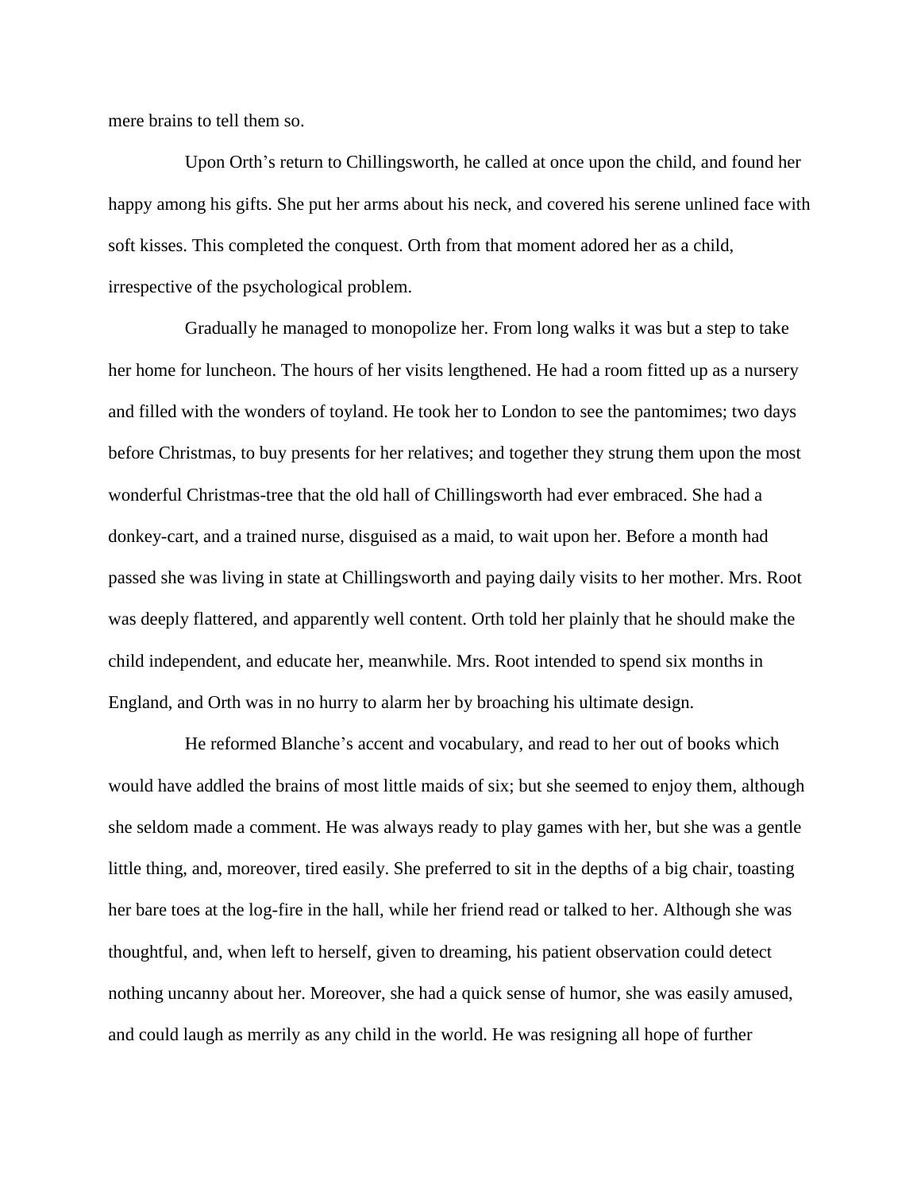mere brains to tell them so.

Upon Orth's return to Chillingsworth, he called at once upon the child, and found her happy among his gifts. She put her arms about his neck, and covered his serene unlined face with soft kisses. This completed the conquest. Orth from that moment adored her as a child, irrespective of the psychological problem.

Gradually he managed to monopolize her. From long walks it was but a step to take her home for luncheon. The hours of her visits lengthened. He had a room fitted up as a nursery and filled with the wonders of toyland. He took her to London to see the pantomimes; two days before Christmas, to buy presents for her relatives; and together they strung them upon the most wonderful Christmas-tree that the old hall of Chillingsworth had ever embraced. She had a donkey-cart, and a trained nurse, disguised as a maid, to wait upon her. Before a month had passed she was living in state at Chillingsworth and paying daily visits to her mother. Mrs. Root was deeply flattered, and apparently well content. Orth told her plainly that he should make the child independent, and educate her, meanwhile. Mrs. Root intended to spend six months in England, and Orth was in no hurry to alarm her by broaching his ultimate design.

He reformed Blanche's accent and vocabulary, and read to her out of books which would have addled the brains of most little maids of six; but she seemed to enjoy them, although she seldom made a comment. He was always ready to play games with her, but she was a gentle little thing, and, moreover, tired easily. She preferred to sit in the depths of a big chair, toasting her bare toes at the log-fire in the hall, while her friend read or talked to her. Although she was thoughtful, and, when left to herself, given to dreaming, his patient observation could detect nothing uncanny about her. Moreover, she had a quick sense of humor, she was easily amused, and could laugh as merrily as any child in the world. He was resigning all hope of further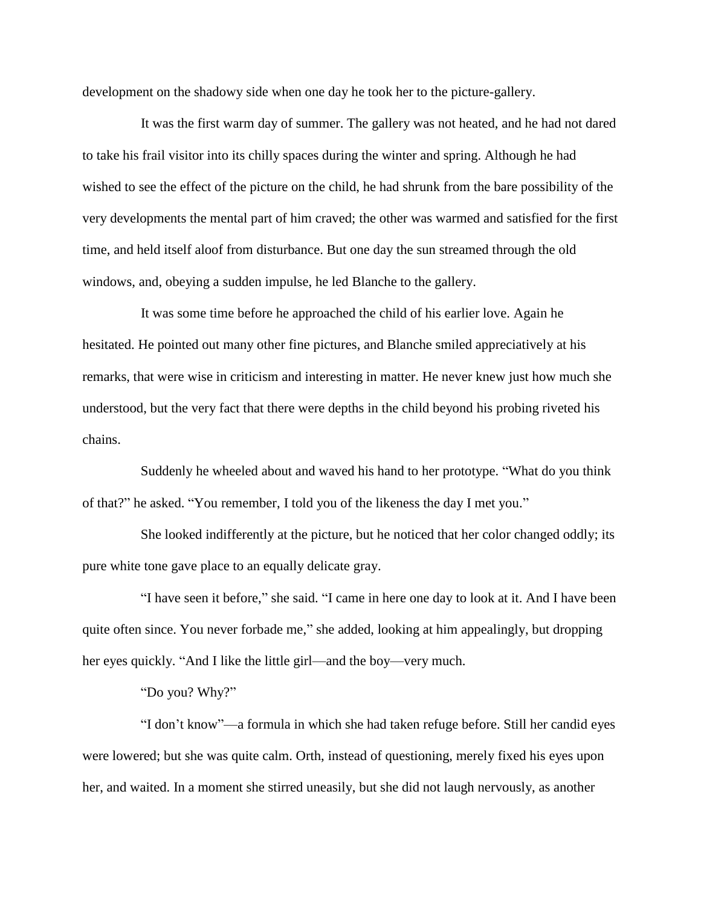development on the shadowy side when one day he took her to the picture-gallery.

It was the first warm day of summer. The gallery was not heated, and he had not dared to take his frail visitor into its chilly spaces during the winter and spring. Although he had wished to see the effect of the picture on the child, he had shrunk from the bare possibility of the very developments the mental part of him craved; the other was warmed and satisfied for the first time, and held itself aloof from disturbance. But one day the sun streamed through the old windows, and, obeying a sudden impulse, he led Blanche to the gallery.

It was some time before he approached the child of his earlier love. Again he hesitated. He pointed out many other fine pictures, and Blanche smiled appreciatively at his remarks, that were wise in criticism and interesting in matter. He never knew just how much she understood, but the very fact that there were depths in the child beyond his probing riveted his chains.

Suddenly he wheeled about and waved his hand to her prototype. "What do you think of that?" he asked. "You remember, I told you of the likeness the day I met you."

She looked indifferently at the picture, but he noticed that her color changed oddly; its pure white tone gave place to an equally delicate gray.

"I have seen it before," she said. "I came in here one day to look at it. And I have been quite often since. You never forbade me," she added, looking at him appealingly, but dropping her eyes quickly. "And I like the little girl—and the boy—very much.

"Do you? Why?"

"I don't know"—a formula in which she had taken refuge before. Still her candid eyes were lowered; but she was quite calm. Orth, instead of questioning, merely fixed his eyes upon her, and waited. In a moment she stirred uneasily, but she did not laugh nervously, as another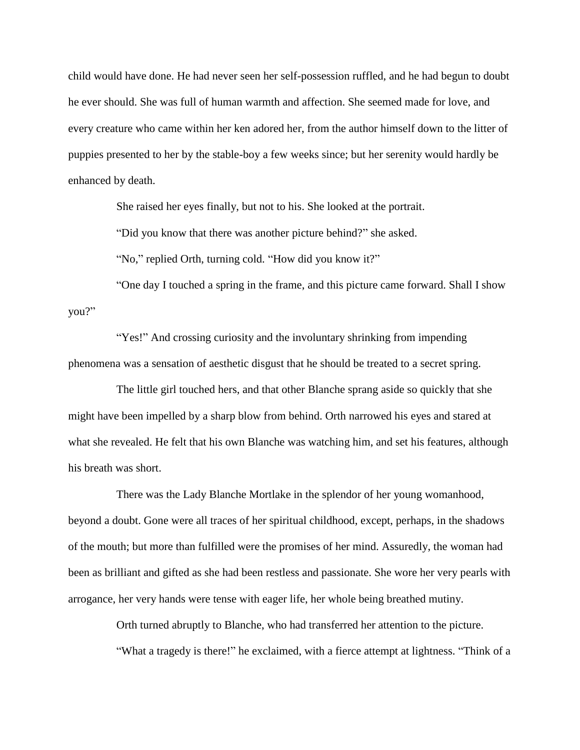child would have done. He had never seen her self-possession ruffled, and he had begun to doubt he ever should. She was full of human warmth and affection. She seemed made for love, and every creature who came within her ken adored her, from the author himself down to the litter of puppies presented to her by the stable-boy a few weeks since; but her serenity would hardly be enhanced by death.

She raised her eyes finally, but not to his. She looked at the portrait.

"Did you know that there was another picture behind?" she asked.

"No," replied Orth, turning cold. "How did you know it?"

"One day I touched a spring in the frame, and this picture came forward. Shall I show you?"

"Yes!" And crossing curiosity and the involuntary shrinking from impending phenomena was a sensation of aesthetic disgust that he should be treated to a secret spring.

The little girl touched hers, and that other Blanche sprang aside so quickly that she might have been impelled by a sharp blow from behind. Orth narrowed his eyes and stared at what she revealed. He felt that his own Blanche was watching him, and set his features, although his breath was short.

There was the Lady Blanche Mortlake in the splendor of her young womanhood, beyond a doubt. Gone were all traces of her spiritual childhood, except, perhaps, in the shadows of the mouth; but more than fulfilled were the promises of her mind. Assuredly, the woman had been as brilliant and gifted as she had been restless and passionate. She wore her very pearls with arrogance, her very hands were tense with eager life, her whole being breathed mutiny.

Orth turned abruptly to Blanche, who had transferred her attention to the picture.

"What a tragedy is there!" he exclaimed, with a fierce attempt at lightness. "Think of a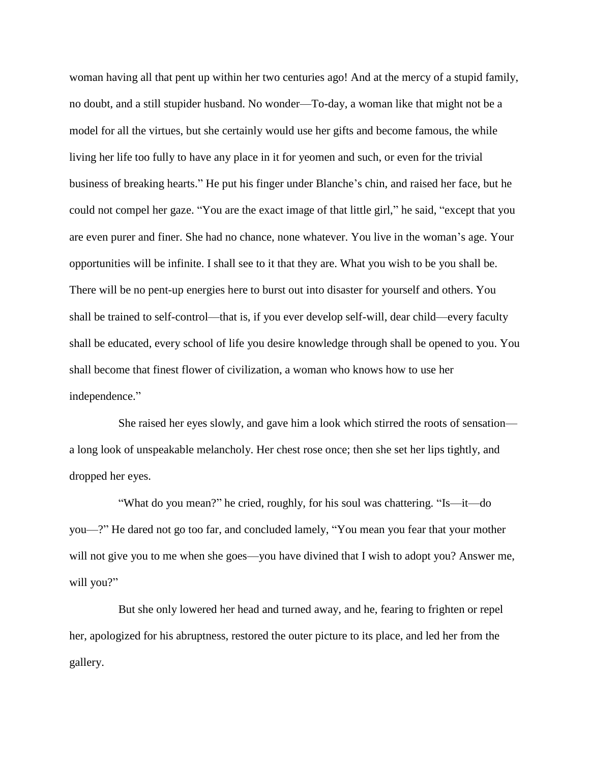woman having all that pent up within her two centuries ago! And at the mercy of a stupid family, no doubt, and a still stupider husband. No wonder—To-day, a woman like that might not be a model for all the virtues, but she certainly would use her gifts and become famous, the while living her life too fully to have any place in it for yeomen and such, or even for the trivial business of breaking hearts." He put his finger under Blanche's chin, and raised her face, but he could not compel her gaze. "You are the exact image of that little girl," he said, "except that you are even purer and finer. She had no chance, none whatever. You live in the woman's age. Your opportunities will be infinite. I shall see to it that they are. What you wish to be you shall be. There will be no pent-up energies here to burst out into disaster for yourself and others. You shall be trained to self-control—that is, if you ever develop self-will, dear child—every faculty shall be educated, every school of life you desire knowledge through shall be opened to you. You shall become that finest flower of civilization, a woman who knows how to use her independence."

She raised her eyes slowly, and gave him a look which stirred the roots of sensation—a long look of unspeakable melancholy. Her chest rose once; then she set her lips tightly, and dropped her eyes.

"What do you mean?" he cried, roughly, for his soul was chattering. "Is—it—do you—?" He dared not go too far, and concluded lamely, "You mean you fear that your mother will not give you to me when she goes—you have divined that I wish to adopt you? Answer me, will you?"

But she only lowered her head and turned away, and he, fearing to frighten or repel her, apologized for his abruptness, restored the outer picture to its place, and led her from the gallery.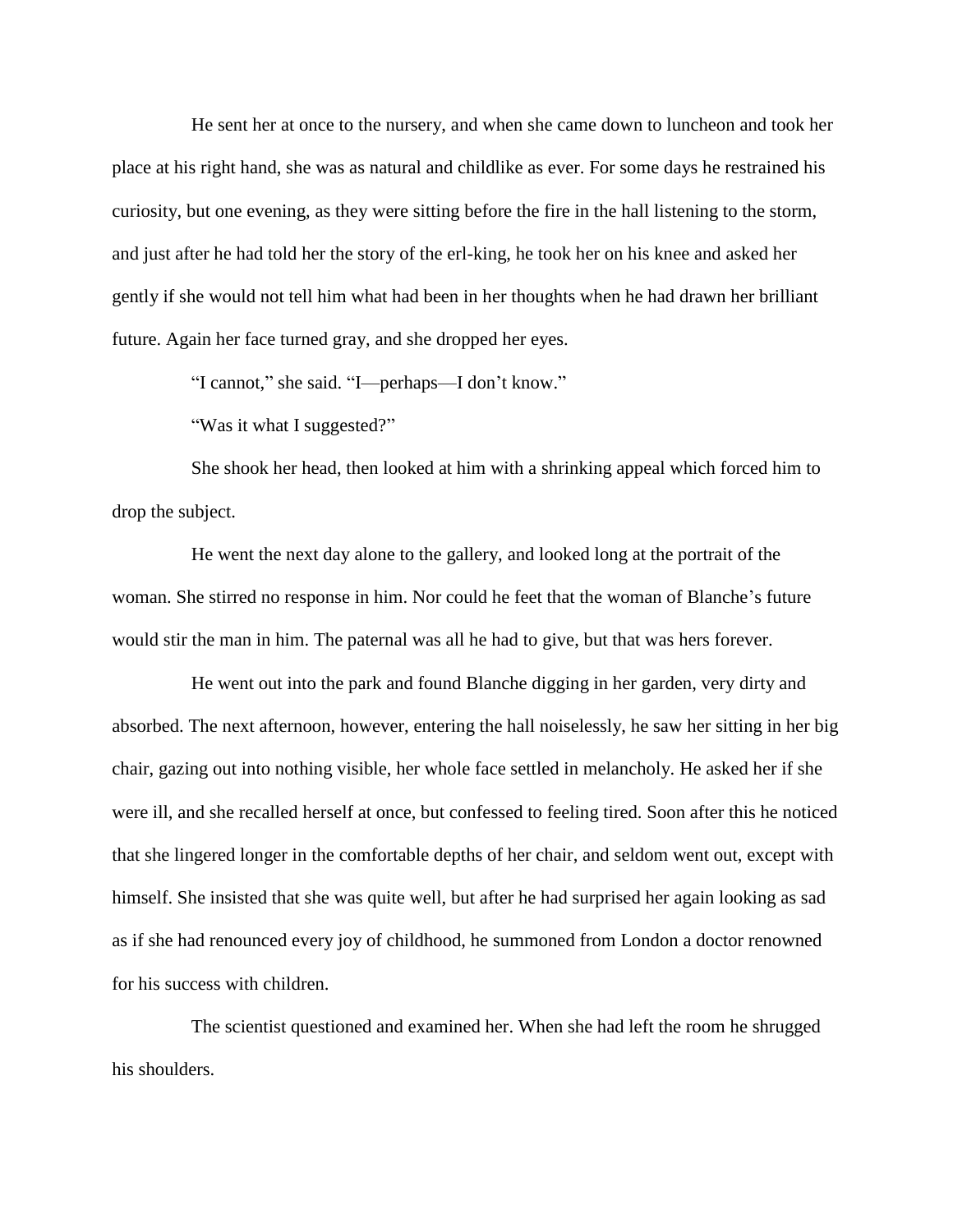He sent her at once to the nursery, and when she came down to luncheon and took her place at his right hand, she was as natural and childlike as ever. For some days he restrained his curiosity, but one evening, as they were sitting before the fire in the hall listening to the storm, and just after he had told her the story of the erl-king, he took her on his knee and asked her gently if she would not tell him what had been in her thoughts when he had drawn her brilliant future. Again her face turned gray, and she dropped her eyes.

"I cannot," she said. "I—perhaps—I don't know."

"Was it what I suggested?"

She shook her head, then looked at him with a shrinking appeal which forced him to drop the subject.

He went the next day alone to the gallery, and looked long at the portrait of the woman. She stirred no response in him. Nor could he feet that the woman of Blanche's future would stir the man in him. The paternal was all he had to give, but that was hers forever.

He went out into the park and found Blanche digging in her garden, very dirty and absorbed. The next afternoon, however, entering the hall noiselessly, he saw her sitting in her big chair, gazing out into nothing visible, her whole face settled in melancholy. He asked her if she were ill, and she recalled herself at once, but confessed to feeling tired. Soon after this he noticed that she lingered longer in the comfortable depths of her chair, and seldom went out, except with himself. She insisted that she was quite well, but after he had surprised her again looking as sad as if she had renounced every joy of childhood, he summoned from London a doctor renowned for his success with children.

The scientist questioned and examined her. When she had left the room he shrugged his shoulders.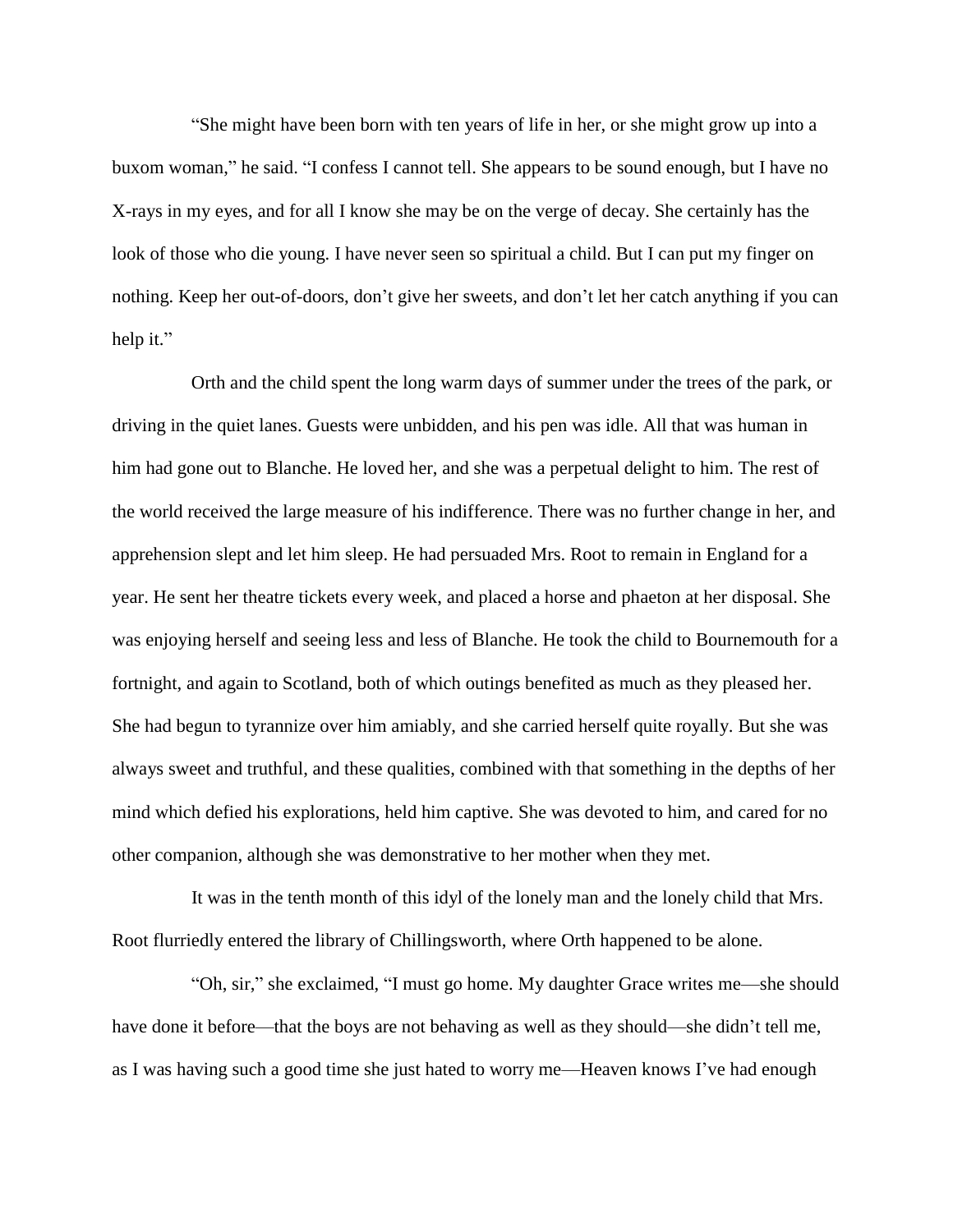“She might have been born with ten years of life in her, or she might grow up into a buxom woman,” he said. “I confess I cannot tell. She appears to be sound enough, but I have no X-rays in my eyes, and for all I know she may be on the verge of decay. She certainly has the look of those who die young. I have never seen so spiritual a child. But I can put my finger on nothing. Keep her out-of-doors, don’t give her sweets, and don’t let her catch anything if you can help it.”

Orth and the child spent the long warm days of summer under the trees of the park, or driving in the quiet lanes. Guests were unbidden, and his pen was idle. All that was human in him had gone out to Blanche. He loved her, and she was a perpetual delight to him. The rest of the world received the large measure of his indifference. There was no further change in her, and apprehension slept and let him sleep. He had persuaded Mrs. Root to remain in England for a year. He sent her theatre tickets every week, and placed a horse and phaeton at her disposal. She was enjoying herself and seeing less and less of Blanche. He took the child to Bournemouth for a fortnight, and again to Scotland, both of which outings benefited as much as they pleased her. She had begun to tyrannize over him amiably, and she carried herself quite royally. But she was always sweet and truthful, and these qualities, combined with that something in the depths of her mind which defied his explorations, held him captive. She was devoted to him, and cared for no other companion, although she was demonstrative to her mother when they met.

It was in the tenth month of this idyl of the lonely man and the lonely child that Mrs. Root flurriedly entered the library of Chillingsworth, where Orth happened to be alone.

“Oh, sir,” she exclaimed, “I must go home. My daughter Grace writes me—she should have done it before—that the boys are not behaving as well as they should—she didn’t tell me, as I was having such a good time she just hated to worry me—Heaven knows I’ve had enough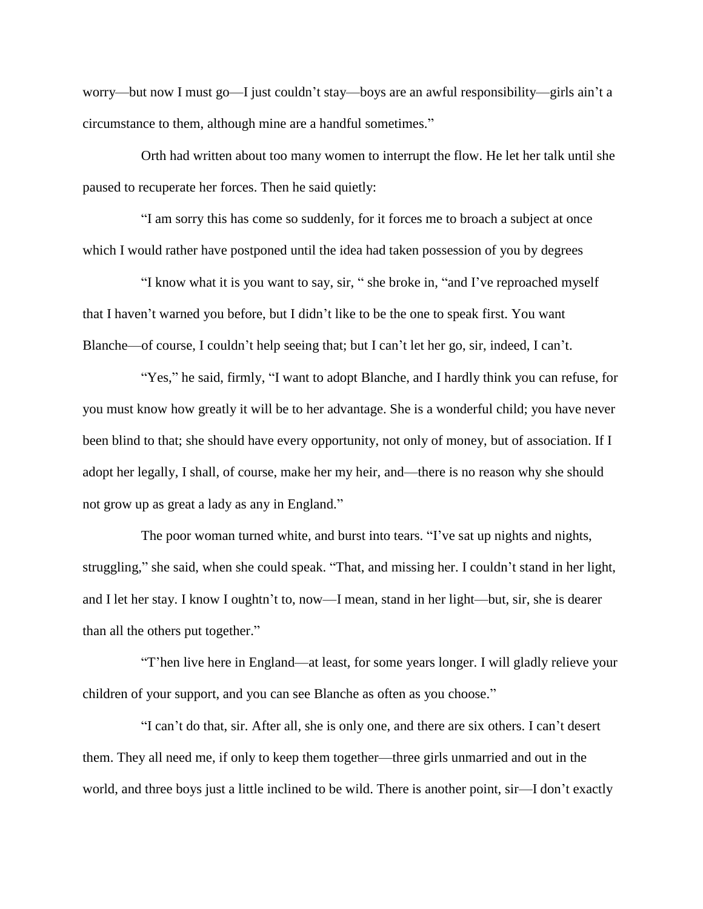worry—but now I must go—I just couldn't stay—boys are an awful responsibility—girls ain't a circumstance to them, although mine are a handful sometimes."

Orth had written about too many women to interrupt the flow. He let her talk until she paused to recuperate her forces. Then he said quietly:

"I am sorry this has come so suddenly, for it forces me to broach a subject at once which I would rather have postponed until the idea had taken possession of you by degrees

"I know what it is you want to say, sir, " she broke in, "and I've reproached myself that I haven't warned you before, but I didn't like to be the one to speak first. You want Blanche—of course, I couldn't help seeing that; but I can't let her go, sir, indeed, I can't.

"Yes," he said, firmly, "I want to adopt Blanche, and I hardly think you can refuse, for you must know how greatly it will be to her advantage. She is a wonderful child; you have never been blind to that; she should have every opportunity, not only of money, but of association. If I adopt her legally, I shall, of course, make her my heir, and—there is no reason why she should not grow up as great a lady as any in England."

The poor woman turned white, and burst into tears. "I've sat up nights and nights, struggling," she said, when she could speak. "That, and missing her. I couldn't stand in her light, and I let her stay. I know I oughtn't to, now—I mean, stand in her light—but, sir, she is dearer than all the others put together."

"T'hen live here in England—at least, for some years longer. I will gladly relieve your children of your support, and you can see Blanche as often as you choose."

"I can't do that, sir. After all, she is only one, and there are six others. I can't desert them. They all need me, if only to keep them together—three girls unmarried and out in the world, and three boys just a little inclined to be wild. There is another point, sir—I don't exactly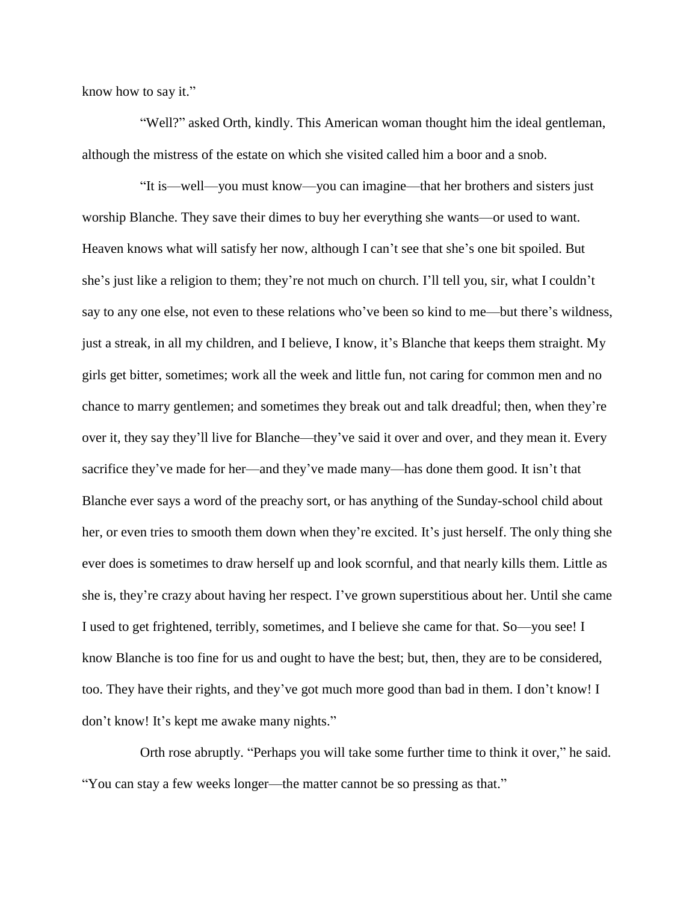know how to say it."

"Well?" asked Orth, kindly. This American woman thought him the ideal gentleman, although the mistress of the estate on which she visited called him a boor and a snob.

"It is—well—you must know—you can imagine—that her brothers and sisters just worship Blanche. They save their dimes to buy her everything she wants—or used to want. Heaven knows what will satisfy her now, although I can't see that she's one bit spoiled. But she's just like a religion to them; they're not much on church. I'll tell you, sir, what I couldn't say to any one else, not even to these relations who've been so kind to me—but there's wildness, just a streak, in all my children, and I believe, I know, it's Blanche that keeps them straight. My girls get bitter, sometimes; work all the week and little fun, not caring for common men and no chance to marry gentlemen; and sometimes they break out and talk dreadful; then, when they're over it, they say they'll live for Blanche—they've said it over and over, and they mean it. Every sacrifice they've made for her—and they've made many—has done them good. It isn't that Blanche ever says a word of the preachy sort, or has anything of the Sunday-school child about her, or even tries to smooth them down when they're excited. It's just herself. The only thing she ever does is sometimes to draw herself up and look scornful, and that nearly kills them. Little as she is, they're crazy about having her respect. I've grown superstitious about her. Until she came I used to get frightened, terribly, sometimes, and I believe she came for that. So—you see! I know Blanche is too fine for us and ought to have the best; but, then, they are to be considered, too. They have their rights, and they've got much more good than bad in them. I don't know! I don't know! It's kept me awake many nights."

Orth rose abruptly. "Perhaps you will take some further time to think it over," he said. "You can stay a few weeks longer—the matter cannot be so pressing as that."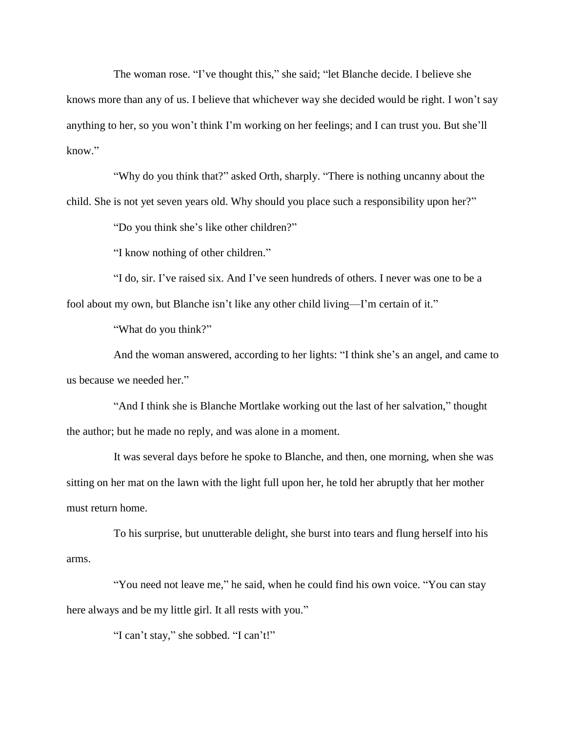The woman rose. "I've thought this," she said; "let Blanche decide. I believe she knows more than any of us. I believe that whichever way she decided would be right. I won't say anything to her, so you won't think I'm working on her feelings; and I can trust you. But she'll know."

"Why do you think that?" asked Orth, sharply. "There is nothing uncanny about the child. She is not yet seven years old. Why should you place such a responsibility upon her?"

"Do you think she's like other children?"

"I know nothing of other children."

"I do, sir. I've raised six. And I've seen hundreds of others. I never was one to be a fool about my own, but Blanche isn't like any other child living—I'm certain of it."

"What do you think?"

And the woman answered, according to her lights: "I think she's an angel, and came to us because we needed her."

"And I think she is Blanche Mortlake working out the last of her salvation," thought the author; but he made no reply, and was alone in a moment.

It was several days before he spoke to Blanche, and then, one morning, when she was sitting on her mat on the lawn with the light full upon her, he told her abruptly that her mother must return home.

To his surprise, but unutterable delight, she burst into tears and flung herself into his arms.

"You need not leave me," he said, when he could find his own voice. "You can stay here always and be my little girl. It all rests with you."

"I can't stay," she sobbed. "I can't!"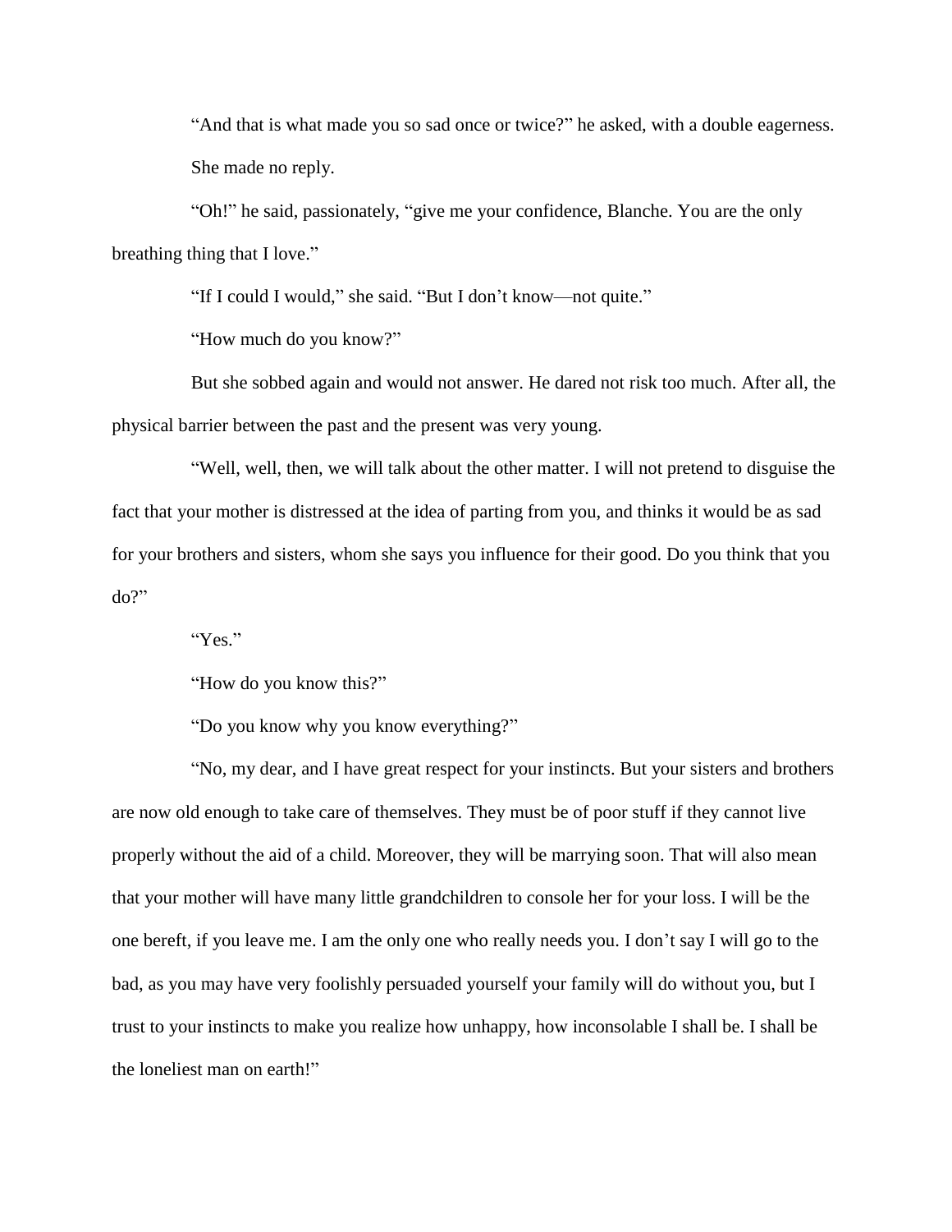"And that is what made you so sad once or twice?" he asked, with a double eagerness.

She made no reply.

"Oh!" he said, passionately, "give me your confidence, Blanche. You are the only breathing thing that I love."

"If I could I would," she said. "But I don't know—not quite."

"How much do you know?"

But she sobbed again and would not answer. He dared not risk too much. After all, the physical barrier between the past and the present was very young.

"Well, well, then, we will talk about the other matter. I will not pretend to disguise the fact that your mother is distressed at the idea of parting from you, and thinks it would be as sad for your brothers and sisters, whom she says you influence for their good. Do you think that you do?"

"Yes."

"How do you know this?"

"Do you know why you know everything?"

"No, my dear, and I have great respect for your instincts. But your sisters and brothers are now old enough to take care of themselves. They must be of poor stuff if they cannot live properly without the aid of a child. Moreover, they will be marrying soon. That will also mean that your mother will have many little grandchildren to console her for your loss. I will be the one bereft, if you leave me. I am the only one who really needs you. I don't say I will go to the bad, as you may have very foolishly persuaded yourself your family will do without you, but I trust to your instincts to make you realize how unhappy, how inconsolable I shall be. I shall be the loneliest man on earth!"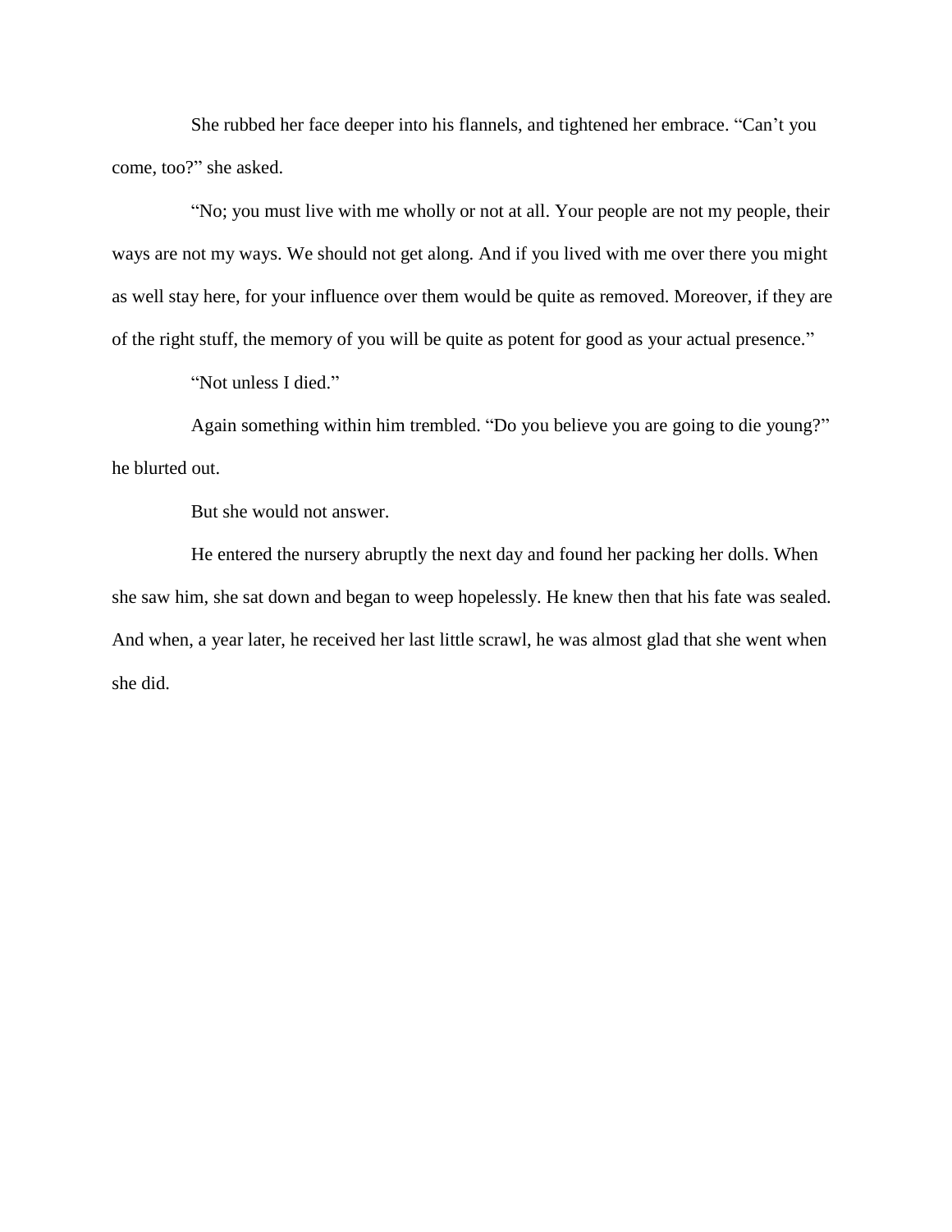She rubbed her face deeper into his flannels, and tightened her embrace. "Can't you come, too?" she asked.

"No; you must live with me wholly or not at all. Your people are not my people, their ways are not my ways. We should not get along. And if you lived with me over there you might as well stay here, for your influence over them would be quite as removed. Moreover, if they are of the right stuff, the memory of you will be quite as potent for good as your actual presence."

"Not unless I died."

Again something within him trembled. "Do you believe you are going to die young?" he blurted out.

But she would not answer.

He entered the nursery abruptly the next day and found her packing her dolls. When she saw him, she sat down and began to weep hopelessly. He knew then that his fate was sealed. And when, a year later, he received her last little scrawl, he was almost glad that she went when she did.